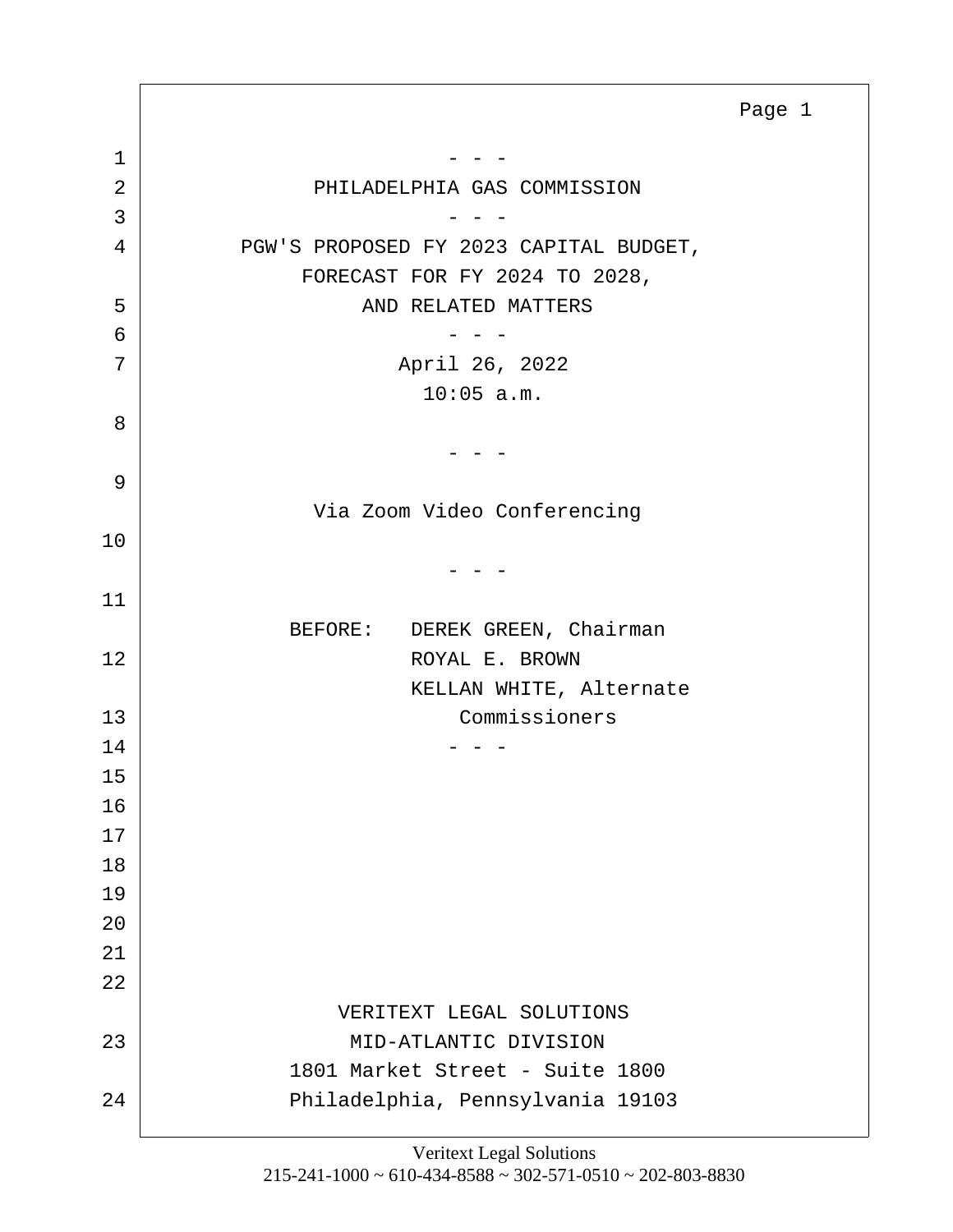- - -

PHILADELPHIA GAS COMMISSION

- - -

PGW'S PROPOSED FY 2023 CAPITAL BUDGET,
FORECAST FOR FY 2024 TO 2028,
AND RELATED MATTERS

- - -

April 26, 2022
10:05 a.m.

- - -

Via Zoom Video Conferencing

- - -

BEFORE: DEREK GREEN, Chairman
ROYAL E. BROWN
KELLAN WHITE, Alternate
Commissioners

- - -

VERITEXT LEGAL SOLUTIONS
MID-ATLANTIC DIVISION
1801 Market Street - Suite 1800
Philadelphia, Pennsylvania 19103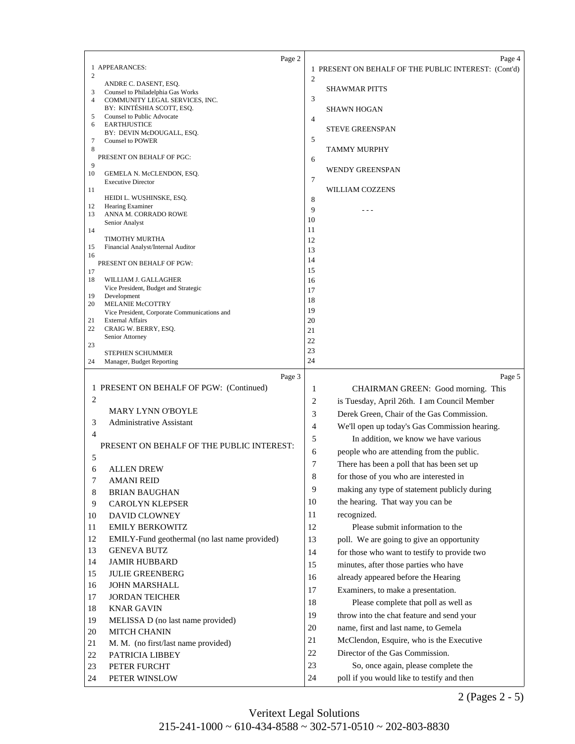APPEARANCES:

ANDRE C. DASENT, ESQ.
Counsel to Philadelphia Gas Works

COMMUNITY LEGAL SERVICES, INC.
BY: KINTÉSHIA SCOTT, ESQ.
Counsel to Public Advocate

EARTHJUSTICE
BY: DEVIN McDOUGALL, ESQ.
Counsel to POWER

PRESENT ON BEHALF OF PGC:

GEMELA N. McCLENDON, ESQ.
Executive Director

HEIDI L. WUSHINSKE, ESQ.
Hearing Examiner

ANNA M. CORRADO ROWE
Senior Analyst

TIMOTHY MURTHA
Financial Analyst/Internal Auditor

PRESENT ON BEHALF OF PGW:

WILLIAM J. GALLAGHER
Vice President, Budget and Strategic Development

MELANIE McCOTTRY
Vice President, Corporate Communications and External Affairs

CRAIG W. BERRY, ESQ.
Senior Attorney

STEPHEN SCHUMMER
Manager, Budget Reporting

PRESENT ON BEHALF OF PGW: (Continued)

MARY LYNN O'BOYLE
Administrative Assistant

PRESENT ON BEHALF OF THE PUBLIC INTEREST:

ALLEN DREW
AMANI REID
BRIAN BAUGHAN
CAROLYN KLEPSER
DAVID CLOWNEY
EMILY BERKOWITZ
EMILY-Fund geothermal (no last name provided)
GENEVA BUTZ
JAMIR HUBBARD
JULIE GREENBERG
JOHN MARSHALL
JORDAN TEICHER
KNAR GAVIN
MELISSA D (no last name provided)
MITCH CHANIN
M. M. (no first/last name provided)
PATRICIA LIBBEY
PETER FURCHT
PETER WINSLOW

PRESENT ON BEHALF OF THE PUBLIC INTEREST: (Cont'd)

SHAWMAR PITTS
SHAWN HOGAN
STEVE GREENSPAN
TAMMY MURPHY
WENDY GREENSPAN
WILLIAM COZZENS

- - -

CHAIRMAN GREEN: Good morning. This is Tuesday, April 26th. I am Council Member Derek Green, Chair of the Gas Commission. We'll open up today's Gas Commission hearing.

In addition, we know we have various people who are attending from the public. There has been a poll that has been set up for those of you who are interested in making any type of statement publicly during the hearing. That way you can be recognized.

Please submit information to the poll. We are going to give an opportunity for those who want to testify to provide two minutes, after those parties who have already appeared before the Hearing Examiners, to make a presentation.

Please complete that poll as well as throw into the chat feature and send your name, first and last name, to Gemela McClendon, Esquire, who is the Executive Director of the Gas Commission.

So, once again, please complete the poll if you would like to testify and then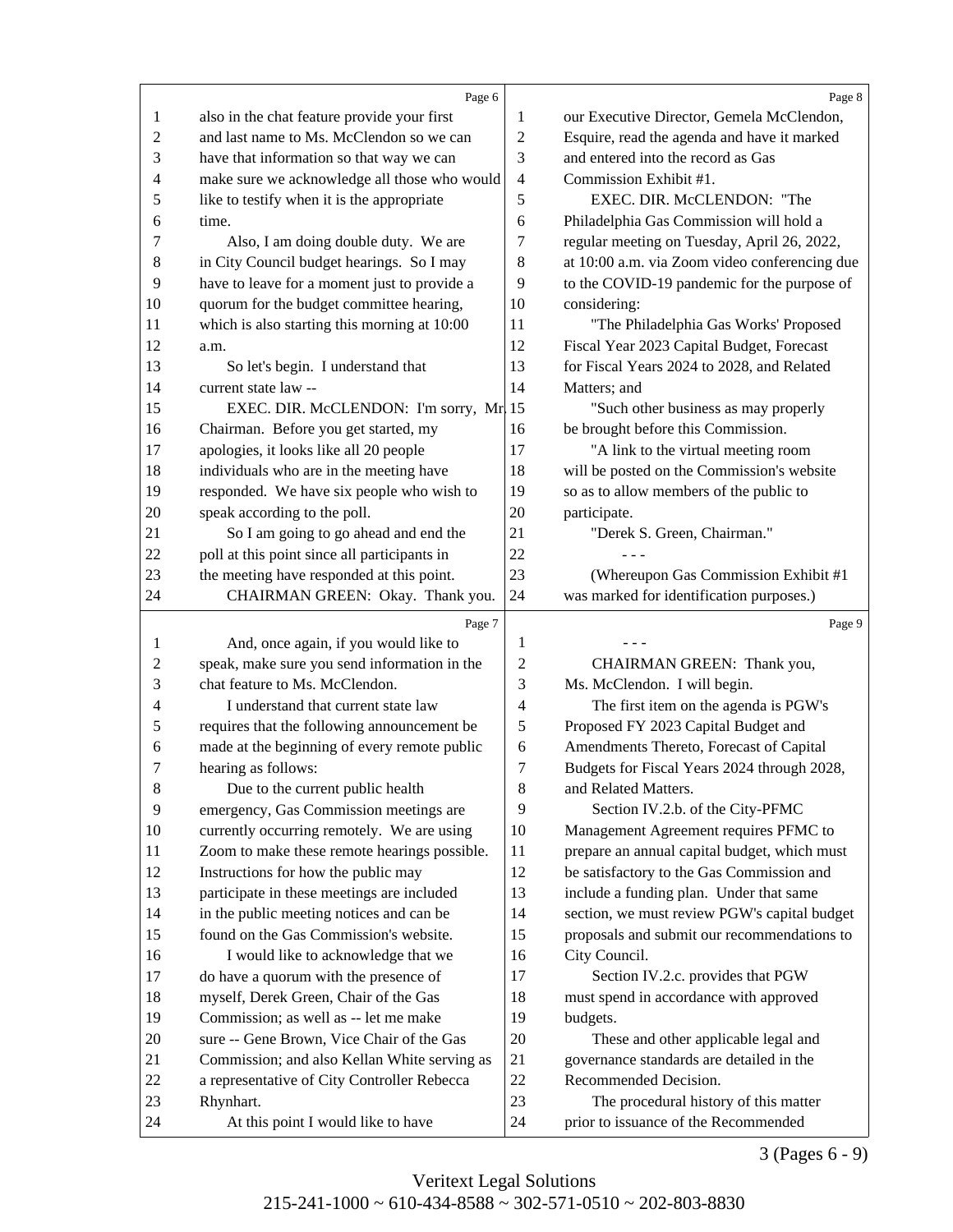also in the chat feature provide your first and last name to Ms. McClendon so we can have that information so that way we can make sure we acknowledge all those who would like to testify when it is the appropriate time.

Also, I am doing double duty. We are in City Council budget hearings. So I may have to leave for a moment just to provide a quorum for the budget committee hearing, which is also starting this morning at 10:00 a.m.

So let's begin. I understand that current state law --

EXEC. DIR. McCLENDON: I'm sorry, Mr. Chairman. Before you get started, my apologies, it looks like all 20 people individuals who are in the meeting have responded. We have six people who wish to speak according to the poll.

So I am going to go ahead and end the poll at this point since all participants in the meeting have responded at this point.

CHAIRMAN GREEN: Okay. Thank you. And, once again, if you would like to speak, make sure you send information in the chat feature to Ms. McClendon.

I understand that current state law requires that the following announcement be made at the beginning of every remote public hearing as follows:

Due to the current public health emergency, Gas Commission meetings are currently occurring remotely. We are using Zoom to make these remote hearings possible. Instructions for how the public may participate in these meetings are included in the public meeting notices and can be found on the Gas Commission's website.

I would like to acknowledge that we do have a quorum with the presence of myself, Derek Green, Chair of the Gas Commission; as well as -- let me make sure -- Gene Brown, Vice Chair of the Gas Commission; and also Kellan White serving as a representative of City Controller Rebecca Rhynhart.

At this point I would like to have our Executive Director, Gemela McClendon, Esquire, read the agenda and have it marked and entered into the record as Gas Commission Exhibit #1.

EXEC. DIR. McCLENDON: "The Philadelphia Gas Commission will hold a regular meeting on Tuesday, April 26, 2022, at 10:00 a.m. via Zoom video conferencing due to the COVID-19 pandemic for the purpose of considering:

"The Philadelphia Gas Works' Proposed Fiscal Year 2023 Capital Budget, Forecast for Fiscal Years 2024 to 2028, and Related Matters; and

"Such other business as may properly be brought before this Commission.

"A link to the virtual meeting room will be posted on the Commission's website so as to allow members of the public to participate.

"Derek S. Green, Chairman."

\- - -

(Whereupon Gas Commission Exhibit #1 was marked for identification purposes.)

\- - -

CHAIRMAN GREEN: Thank you, Ms. McClendon. I will begin.

The first item on the agenda is PGW's Proposed FY 2023 Capital Budget and Amendments Thereto, Forecast of Capital Budgets for Fiscal Years 2024 through 2028, and Related Matters.

Section IV.2.b. of the City-PFMC Management Agreement requires PFMC to prepare an annual capital budget, which must be satisfactory to the Gas Commission and include a funding plan. Under that same section, we must review PGW's capital budget proposals and submit our recommendations to City Council.

Section IV.2.c. provides that PGW must spend in accordance with approved budgets.

These and other applicable legal and governance standards are detailed in the Recommended Decision.

The procedural history of this matter prior to issuance of the Recommended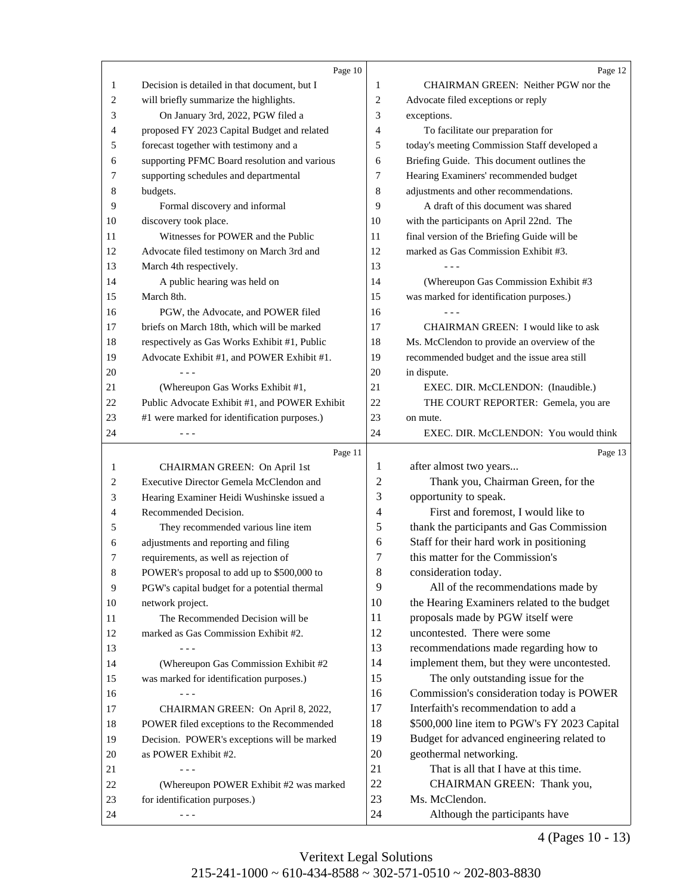Decision is detailed in that document, but I will briefly summarize the highlights.

On January 3rd, 2022, PGW filed a proposed FY 2023 Capital Budget and related forecast together with testimony and a supporting PFMC Board resolution and various supporting schedules and departmental budgets.

Formal discovery and informal discovery took place.

Witnesses for POWER and the Public Advocate filed testimony on March 3rd and March 4th respectively.

A public hearing was held on March 8th.

PGW, the Advocate, and POWER filed briefs on March 18th, which will be marked respectively as Gas Works Exhibit #1, Public Advocate Exhibit #1, and POWER Exhibit #1.

\- - -

(Whereupon Gas Works Exhibit #1, Public Advocate Exhibit #1, and POWER Exhibit #1 were marked for identification purposes.)

\- - -

CHAIRMAN GREEN: On April 1st Executive Director Gemela McClendon and Hearing Examiner Heidi Wushinske issued a Recommended Decision.

They recommended various line item adjustments and reporting and filing requirements, as well as rejection of POWER's proposal to add up to $500,000 to PGW's capital budget for a potential thermal network project.

The Recommended Decision will be marked as Gas Commission Exhibit #2.

\- - -

(Whereupon Gas Commission Exhibit #2 was marked for identification purposes.)

\- - -

CHAIRMAN GREEN: On April 8, 2022, POWER filed exceptions to the Recommended Decision. POWER's exceptions will be marked as POWER Exhibit #2.

\- - -

(Whereupon POWER Exhibit #2 was marked for identification purposes.)

\- - -

CHAIRMAN GREEN: Neither PGW nor the Advocate filed exceptions or reply exceptions.

To facilitate our preparation for today's meeting Commission Staff developed a Briefing Guide. This document outlines the Hearing Examiners' recommended budget adjustments and other recommendations.

A draft of this document was shared with the participants on April 22nd. The final version of the Briefing Guide will be marked as Gas Commission Exhibit #3.

\- - -

(Whereupon Gas Commission Exhibit #3 was marked for identification purposes.)

\- - -

CHAIRMAN GREEN: I would like to ask Ms. McClendon to provide an overview of the recommended budget and the issue area still in dispute.

EXEC. DIR. McCLENDON: (Inaudible.)

THE COURT REPORTER: Gemela, you are on mute.

EXEC. DIR. McCLENDON: You would think after almost two years...

Thank you, Chairman Green, for the opportunity to speak.

First and foremost, I would like to thank the participants and Gas Commission Staff for their hard work in positioning this matter for the Commission's consideration today.

All of the recommendations made by the Hearing Examiners related to the budget proposals made by PGW itself were uncontested. There were some recommendations made regarding how to implement them, but they were uncontested.

The only outstanding issue for the Commission's consideration today is POWER Interfaith's recommendation to add a $500,000 line item to PGW's FY 2023 Capital Budget for advanced engineering related to geothermal networking.

That is all that I have at this time.

CHAIRMAN GREEN: Thank you, Ms. McClendon.

Although the participants have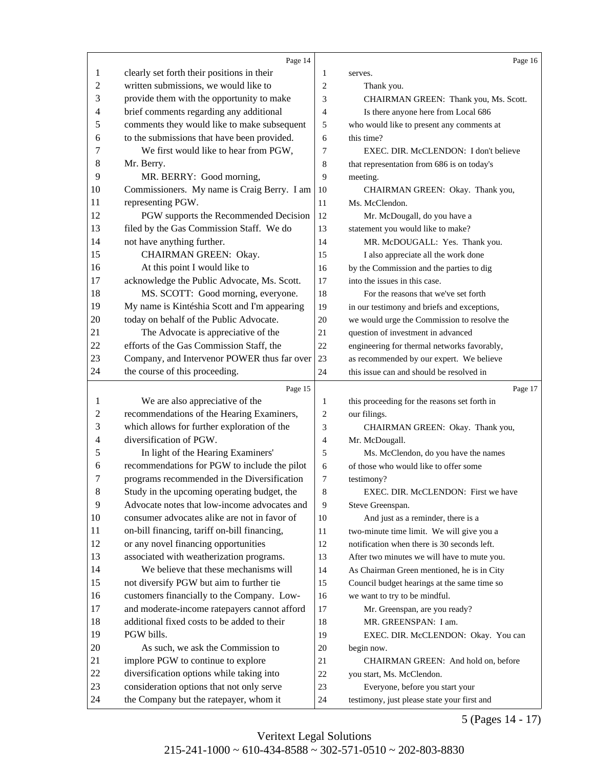Page 14

clearly set forth their positions in their written submissions, we would like to provide them with the opportunity to make brief comments regarding any additional comments they would like to make subsequent to the submissions that have been provided.

We first would like to hear from PGW, Mr. Berry.

MR. BERRY: Good morning, Commissioners. My name is Craig Berry. I am representing PGW.

PGW supports the Recommended Decision filed by the Gas Commission Staff. We do not have anything further.

CHAIRMAN GREEN: Okay.

At this point I would like to acknowledge the Public Advocate, Ms. Scott.

MS. SCOTT: Good morning, everyone. My name is Kintéshia Scott and I'm appearing today on behalf of the Public Advocate.

The Advocate is appreciative of the efforts of the Gas Commission Staff, the Company, and Intervenor POWER thus far over the course of this proceeding.

Page 15

We are also appreciative of the recommendations of the Hearing Examiners, which allows for further exploration of the diversification of PGW.

In light of the Hearing Examiners' recommendations for PGW to include the pilot programs recommended in the Diversification Study in the upcoming operating budget, the Advocate notes that low-income advocates and consumer advocates alike are not in favor of on-bill financing, tariff on-bill financing, or any novel financing opportunities associated with weatherization programs.

We believe that these mechanisms will not diversify PGW but aim to further tie customers financially to the Company. Low- and moderate-income ratepayers cannot afford additional fixed costs to be added to their PGW bills.

As such, we ask the Commission to implore PGW to continue to explore diversification options while taking into consideration options that not only serve the Company but the ratepayer, whom it

Page 16

serves.

Thank you.

CHAIRMAN GREEN: Thank you, Ms. Scott.

Is there anyone here from Local 686 who would like to present any comments at this time?

EXEC. DIR. McCLENDON: I don't believe that representation from 686 is on today's meeting.

CHAIRMAN GREEN: Okay. Thank you, Ms. McClendon.

Mr. McDougall, do you have a statement you would like to make?

MR. McDOUGALL: Yes. Thank you.

I also appreciate all the work done by the Commission and the parties to dig into the issues in this case.

For the reasons that we've set forth in our testimony and briefs and exceptions, we would urge the Commission to resolve the question of investment in advanced engineering for thermal networks favorably, as recommended by our expert. We believe this issue can and should be resolved in

Page 17

this proceeding for the reasons set forth in our filings.

CHAIRMAN GREEN: Okay. Thank you, Mr. McDougall.

Ms. McClendon, do you have the names of those who would like to offer some testimony?

EXEC. DIR. McCLENDON: First we have Steve Greenspan.

And just as a reminder, there is a two-minute time limit. We will give you a notification when there is 30 seconds left. After two minutes we will have to mute you. As Chairman Green mentioned, he is in City Council budget hearings at the same time so we want to try to be mindful.

Mr. Greenspan, are you ready?

MR. GREENSPAN: I am.

EXEC. DIR. McCLENDON: Okay. You can begin now.

CHAIRMAN GREEN: And hold on, before you start, Ms. McClendon.

Everyone, before you start your testimony, just please state your first and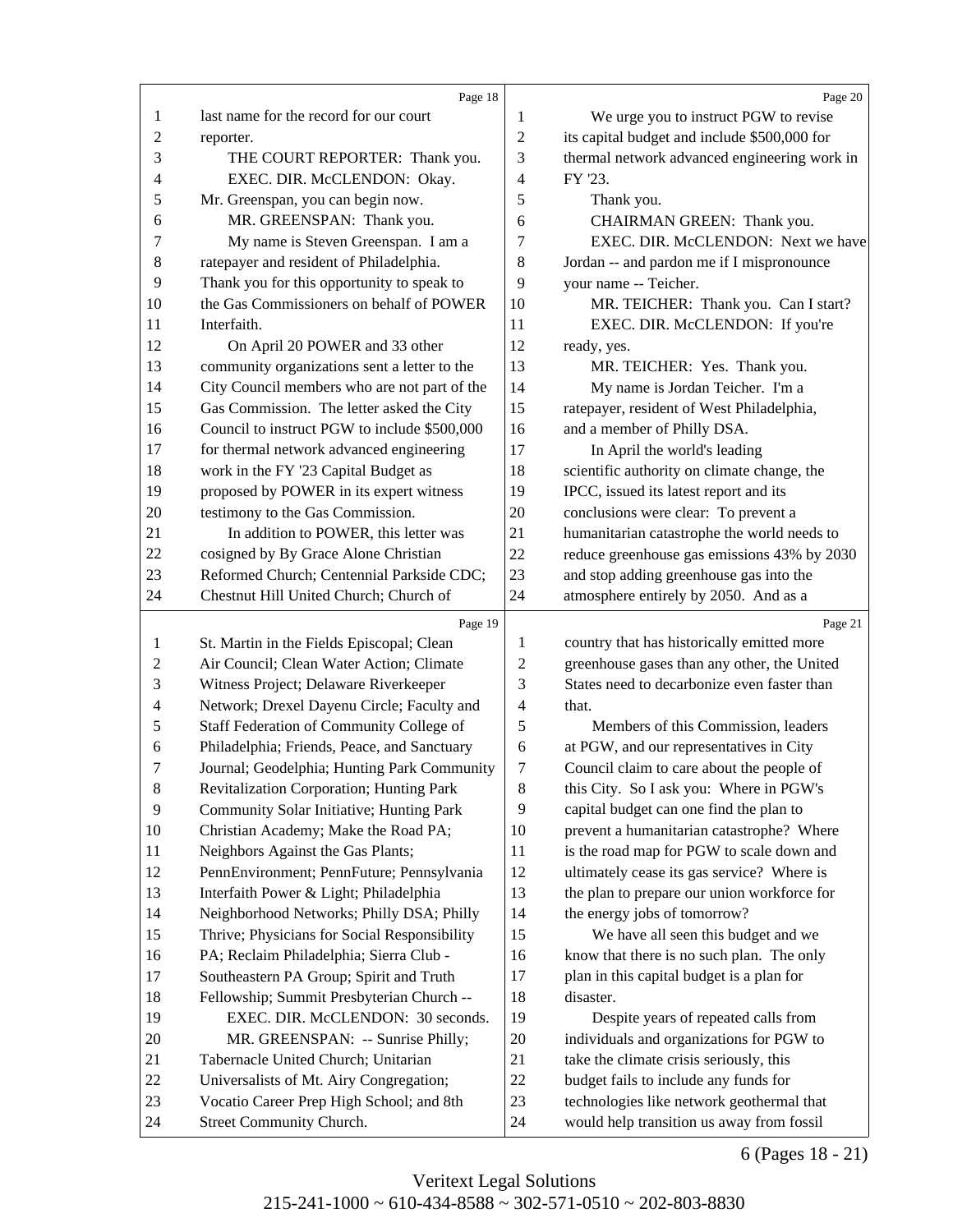last name for the record for our court reporter.

THE COURT REPORTER: Thank you.

EXEC. DIR. McCLENDON: Okay. Mr. Greenspan, you can begin now.

MR. GREENSPAN: Thank you.

My name is Steven Greenspan. I am a ratepayer and resident of Philadelphia. Thank you for this opportunity to speak to the Gas Commissioners on behalf of POWER Interfaith.

On April 20 POWER and 33 other community organizations sent a letter to the City Council members who are not part of the Gas Commission. The letter asked the City Council to instruct PGW to include $500,000 for thermal network advanced engineering work in the FY '23 Capital Budget as proposed by POWER in its expert witness testimony to the Gas Commission.

In addition to POWER, this letter was cosigned by By Grace Alone Christian Reformed Church; Centennial Parkside CDC; Chestnut Hill United Church; Church of St. Martin in the Fields Episcopal; Clean Air Council; Clean Water Action; Climate Witness Project; Delaware Riverkeeper Network; Drexel Dayenu Circle; Faculty and Staff Federation of Community College of Philadelphia; Friends, Peace, and Sanctuary Journal; Geodelphia; Hunting Park Community Revitalization Corporation; Hunting Park Community Solar Initiative; Hunting Park Christian Academy; Make the Road PA; Neighbors Against the Gas Plants; PennEnvironment; PennFuture; Pennsylvania Interfaith Power & Light; Philadelphia Neighborhood Networks; Philly DSA; Philly Thrive; Physicians for Social Responsibility PA; Reclaim Philadelphia; Sierra Club - Southeastern PA Group; Spirit and Truth Fellowship; Summit Presbyterian Church --

EXEC. DIR. McCLENDON: 30 seconds.

MR. GREENSPAN: -- Sunrise Philly; Tabernacle United Church; Unitarian Universalists of Mt. Airy Congregation; Vocatio Career Prep High School; and 8th Street Community Church.

We urge you to instruct PGW to revise its capital budget and include $500,000 for thermal network advanced engineering work in FY '23.

Thank you.

CHAIRMAN GREEN: Thank you.

EXEC. DIR. McCLENDON: Next we have Jordan -- and pardon me if I mispronounce your name -- Teicher.

MR. TEICHER: Thank you. Can I start?

EXEC. DIR. McCLENDON: If you're ready, yes.

MR. TEICHER: Yes. Thank you.

My name is Jordan Teicher. I'm a ratepayer, resident of West Philadelphia, and a member of Philly DSA.

In April the world's leading scientific authority on climate change, the IPCC, issued its latest report and its conclusions were clear: To prevent a humanitarian catastrophe the world needs to reduce greenhouse gas emissions 43% by 2030 and stop adding greenhouse gas into the atmosphere entirely by 2050. And as a country that has historically emitted more greenhouse gases than any other, the United States need to decarbonize even faster than that.

Members of this Commission, leaders at PGW, and our representatives in City Council claim to care about the people of this City. So I ask you: Where in PGW's capital budget can one find the plan to prevent a humanitarian catastrophe? Where is the road map for PGW to scale down and ultimately cease its gas service? Where is the plan to prepare our union workforce for the energy jobs of tomorrow?

We have all seen this budget and we know that there is no such plan. The only plan in this capital budget is a plan for disaster.

Despite years of repeated calls from individuals and organizations for PGW to take the climate crisis seriously, this budget fails to include any funds for technologies like network geothermal that would help transition us away from fossil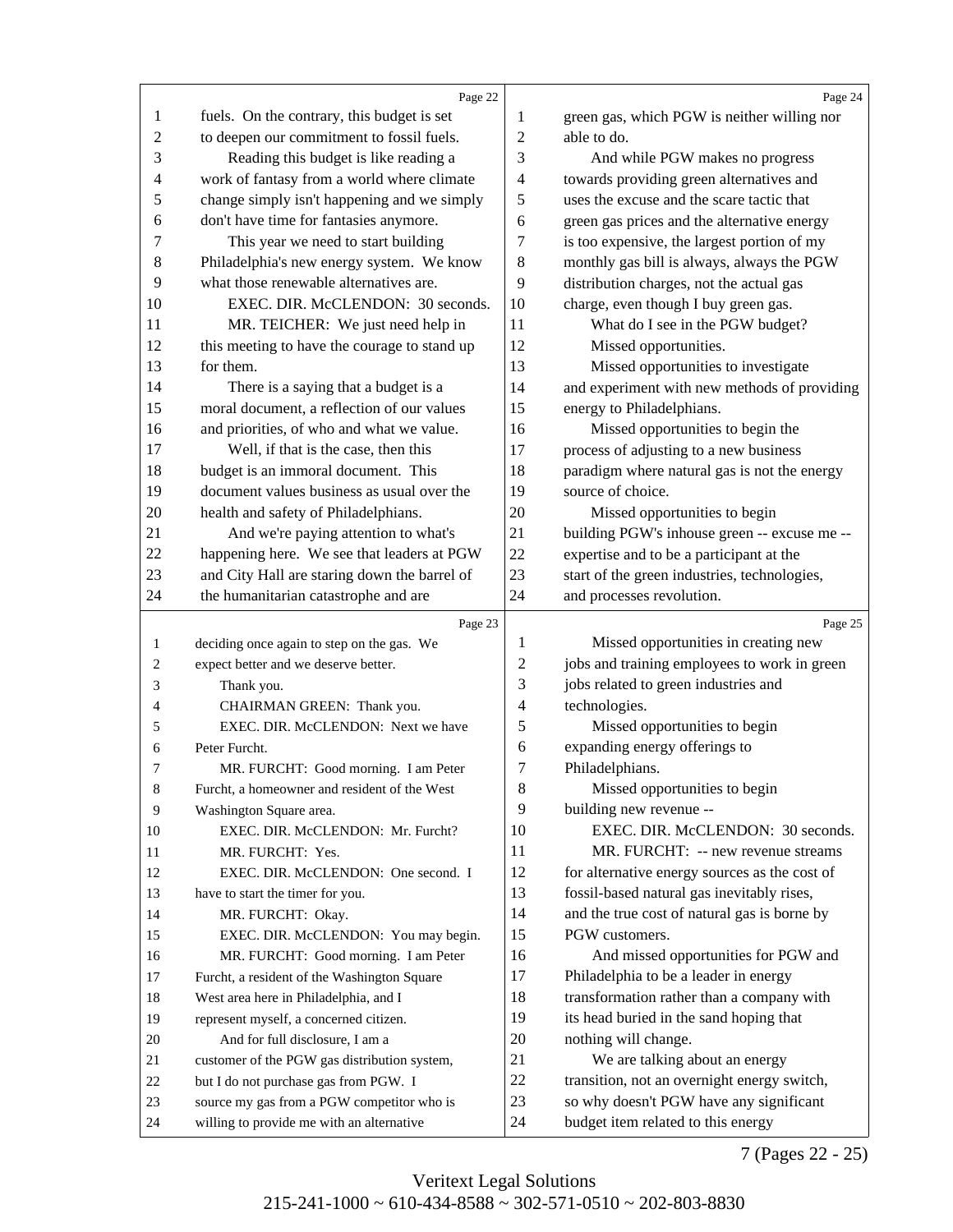fuels. On the contrary, this budget is set to deepen our commitment to fossil fuels.

Reading this budget is like reading a work of fantasy from a world where climate change simply isn't happening and we simply don't have time for fantasies anymore.

This year we need to start building Philadelphia's new energy system. We know what those renewable alternatives are.

EXEC. DIR. McCLENDON: 30 seconds.

MR. TEICHER: We just need help in this meeting to have the courage to stand up for them.

There is a saying that a budget is a moral document, a reflection of our values and priorities, of who and what we value.

Well, if that is the case, then this budget is an immoral document. This document values business as usual over the health and safety of Philadelphians.

And we're paying attention to what's happening here. We see that leaders at PGW and City Hall are staring down the barrel of the humanitarian catastrophe and are deciding once again to step on the gas. We expect better and we deserve better.

Thank you.

CHAIRMAN GREEN: Thank you.

EXEC. DIR. McCLENDON: Next we have Peter Furcht.

MR. FURCHT: Good morning. I am Peter Furcht, a homeowner and resident of the West Washington Square area.

EXEC. DIR. McCLENDON: Mr. Furcht?

MR. FURCHT: Yes.

EXEC. DIR. McCLENDON: One second. I have to start the timer for you.

MR. FURCHT: Okay.

EXEC. DIR. McCLENDON: You may begin.

MR. FURCHT: Good morning. I am Peter Furcht, a resident of the Washington Square West area here in Philadelphia, and I represent myself, a concerned citizen.

And for full disclosure, I am a customer of the PGW gas distribution system, but I do not purchase gas from PGW. I source my gas from a PGW competitor who is willing to provide me with an alternative green gas, which PGW is neither willing nor able to do.

And while PGW makes no progress towards providing green alternatives and uses the excuse and the scare tactic that green gas prices and the alternative energy is too expensive, the largest portion of my monthly gas bill is always, always the PGW distribution charges, not the actual gas charge, even though I buy green gas.

What do I see in the PGW budget?

Missed opportunities.

Missed opportunities to investigate and experiment with new methods of providing energy to Philadelphians.

Missed opportunities to begin the process of adjusting to a new business paradigm where natural gas is not the energy source of choice.

Missed opportunities to begin building PGW's inhouse green -- excuse me -- expertise and to be a participant at the start of the green industries, technologies, and processes revolution.

Missed opportunities in creating new jobs and training employees to work in green jobs related to green industries and technologies.

Missed opportunities to begin expanding energy offerings to Philadelphians.

Missed opportunities to begin building new revenue --

EXEC. DIR. McCLENDON: 30 seconds.

MR. FURCHT: -- new revenue streams for alternative energy sources as the cost of fossil-based natural gas inevitably rises, and the true cost of natural gas is borne by PGW customers.

And missed opportunities for PGW and Philadelphia to be a leader in energy transformation rather than a company with its head buried in the sand hoping that nothing will change.

We are talking about an energy transition, not an overnight energy switch, so why doesn't PGW have any significant budget item related to this energy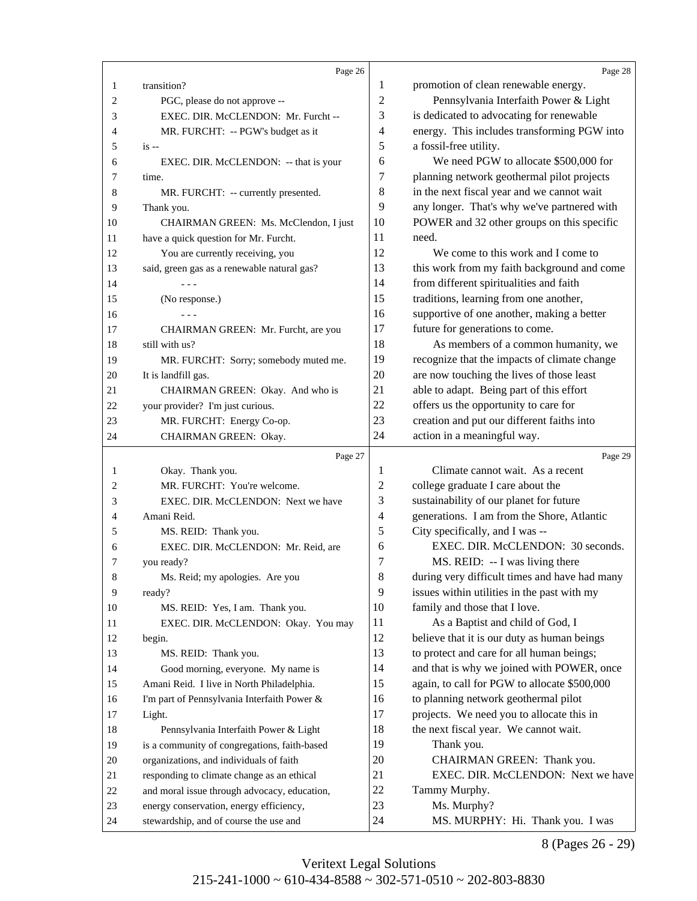Page 26

1 transition?
2 PGC, please do not approve --
3 EXEC. DIR. McCLENDON: Mr. Furcht --
4 MR. FURCHT: -- PGW's budget as it
5 is --
6 EXEC. DIR. McCLENDON: -- that is your
7 time.
8 MR. FURCHT: -- currently presented.
9 Thank you.
10 CHAIRMAN GREEN: Ms. McClendon, I just
11 have a quick question for Mr. Furcht.
12 You are currently receiving, you
13 said, green gas as a renewable natural gas?
14 - - -
15 (No response.)
16 - - -
17 CHAIRMAN GREEN: Mr. Furcht, are you
18 still with us?
19 MR. FURCHT: Sorry; somebody muted me.
20 It is landfill gas.
21 CHAIRMAN GREEN: Okay. And who is
22 your provider? I'm just curious.
23 MR. FURCHT: Energy Co-op.
24 CHAIRMAN GREEN: Okay.

Page 27

1 Okay. Thank you.
2 MR. FURCHT: You're welcome.
3 EXEC. DIR. McCLENDON: Next we have
4 Amani Reid.
5 MS. REID: Thank you.
6 EXEC. DIR. McCLENDON: Mr. Reid, are
7 you ready?
8 Ms. Reid; my apologies. Are you
9 ready?
10 MS. REID: Yes, I am. Thank you.
11 EXEC. DIR. McCLENDON: Okay. You may
12 begin.
13 MS. REID: Thank you.
14 Good morning, everyone. My name is
15 Amani Reid. I live in North Philadelphia.
16 I'm part of Pennsylvania Interfaith Power &
17 Light.
18 Pennsylvania Interfaith Power & Light
19 is a community of congregations, faith-based
20 organizations, and individuals of faith
21 responding to climate change as an ethical
22 and moral issue through advocacy, education,
23 energy conservation, energy efficiency,
24 stewardship, and of course the use and

Page 28

1 promotion of clean renewable energy.
2 Pennsylvania Interfaith Power & Light
3 is dedicated to advocating for renewable
4 energy. This includes transforming PGW into
5 a fossil-free utility.
6 We need PGW to allocate $500,000 for
7 planning network geothermal pilot projects
8 in the next fiscal year and we cannot wait
9 any longer. That's why we've partnered with
10 POWER and 32 other groups on this specific
11 need.
12 We come to this work and I come to
13 this work from my faith background and come
14 from different spiritualities and faith
15 traditions, learning from one another,
16 supportive of one another, making a better
17 future for generations to come.
18 As members of a common humanity, we
19 recognize that the impacts of climate change
20 are now touching the lives of those least
21 able to adapt. Being part of this effort
22 offers us the opportunity to care for
23 creation and put our different faiths into
24 action in a meaningful way.

Page 29

1 Climate cannot wait. As a recent
2 college graduate I care about the
3 sustainability of our planet for future
4 generations. I am from the Shore, Atlantic
5 City specifically, and I was --
6 EXEC. DIR. McCLENDON: 30 seconds.
7 MS. REID: -- I was living there
8 during very difficult times and have had many
9 issues within utilities in the past with my
10 family and those that I love.
11 As a Baptist and child of God, I
12 believe that it is our duty as human beings
13 to protect and care for all human beings;
14 and that is why we joined with POWER, once
15 again, to call for PGW to allocate $500,000
16 to planning network geothermal pilot
17 projects. We need you to allocate this in
18 the next fiscal year. We cannot wait.
19 Thank you.
20 CHAIRMAN GREEN: Thank you.
21 EXEC. DIR. McCLENDON: Next we have
22 Tammy Murphy.
23 Ms. Murphy?
24 MS. MURPHY: Hi. Thank you. I was

8 (Pages 26 - 29)

Veritext Legal Solutions
215-241-1000 ~ 610-434-8588 ~ 302-571-0510 ~ 202-803-8830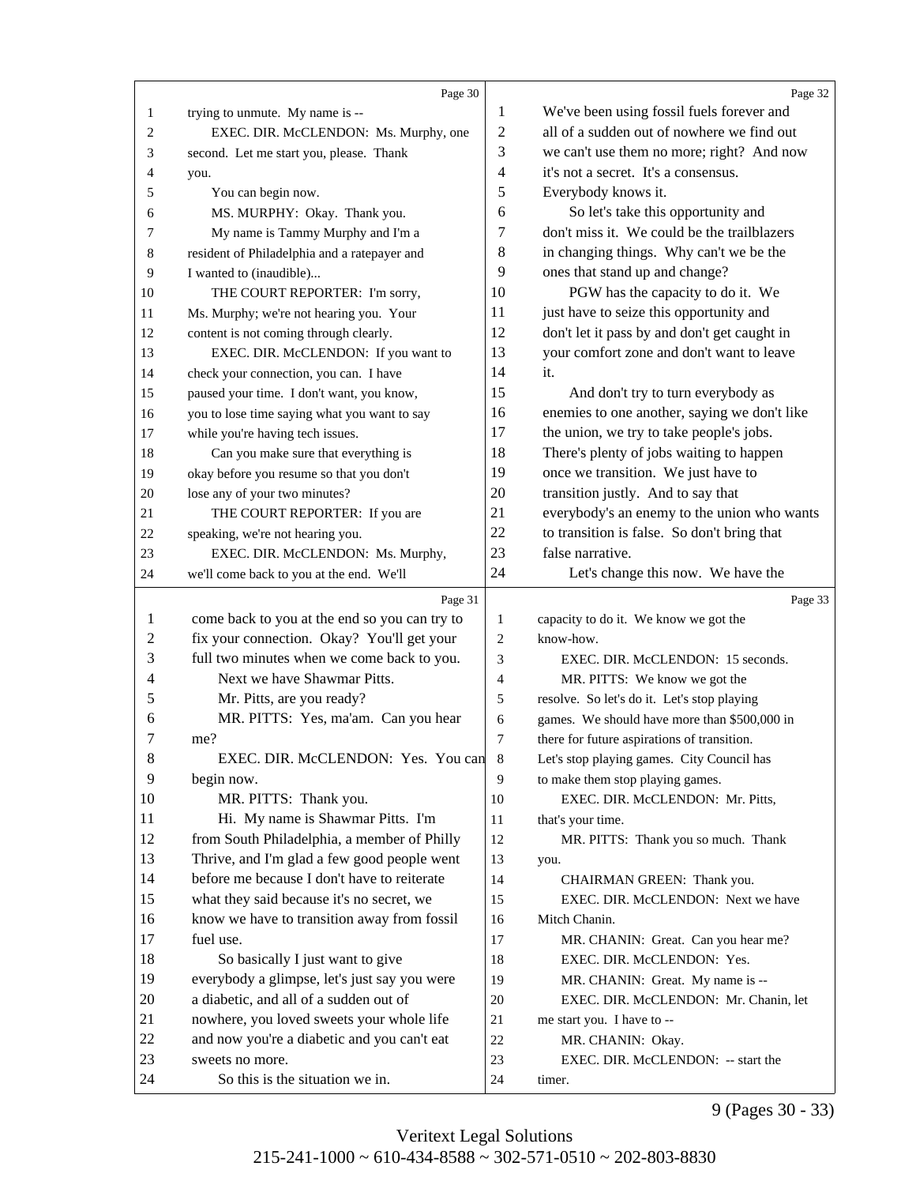Page 30

1 trying to unmute. My name is --
2 EXEC. DIR. McCLENDON: Ms. Murphy, one
3 second. Let me start you, please. Thank
4 you.
5 You can begin now.
6 MS. MURPHY: Okay. Thank you.
7 My name is Tammy Murphy and I'm a
8 resident of Philadelphia and a ratepayer and
9 I wanted to (inaudible)...
10 THE COURT REPORTER: I'm sorry,
11 Ms. Murphy; we're not hearing you. Your
12 content is not coming through clearly.
13 EXEC. DIR. McCLENDON: If you want to
14 check your connection, you can. I have
15 paused your time. I don't want, you know,
16 you to lose time saying what you want to say
17 while you're having tech issues.
18 Can you make sure that everything is
19 okay before you resume so that you don't
20 lose any of your two minutes?
21 THE COURT REPORTER: If you are
22 speaking, we're not hearing you.
23 EXEC. DIR. McCLENDON: Ms. Murphy,
24 we'll come back to you at the end. We'll

Page 31

1 come back to you at the end so you can try to
2 fix your connection. Okay? You'll get your
3 full two minutes when we come back to you.
4 Next we have Shawmar Pitts.
5 Mr. Pitts, are you ready?
6 MR. PITTS: Yes, ma'am. Can you hear
7 me?
8 EXEC. DIR. McCLENDON: Yes. You can
9 begin now.
10 MR. PITTS: Thank you.
11 Hi. My name is Shawmar Pitts. I'm
12 from South Philadelphia, a member of Philly
13 Thrive, and I'm glad a few good people went
14 before me because I don't have to reiterate
15 what they said because it's no secret, we
16 know we have to transition away from fossil
17 fuel use.
18 So basically I just want to give
19 everybody a glimpse, let's just say you were
20 a diabetic, and all of a sudden out of
21 nowhere, you loved sweets your whole life
22 and now you're a diabetic and you can't eat
23 sweets no more.
24 So this is the situation we in.

Page 32

1 We've been using fossil fuels forever and
2 all of a sudden out of nowhere we find out
3 we can't use them no more; right? And now
4 it's not a secret. It's a consensus.
5 Everybody knows it.
6 So let's take this opportunity and
7 don't miss it. We could be the trailblazers
8 in changing things. Why can't we be the
9 ones that stand up and change?
10 PGW has the capacity to do it. We
11 just have to seize this opportunity and
12 don't let it pass by and don't get caught in
13 your comfort zone and don't want to leave
14 it.
15 And don't try to turn everybody as
16 enemies to one another, saying we don't like
17 the union, we try to take people's jobs.
18 There's plenty of jobs waiting to happen
19 once we transition. We just have to
20 transition justly. And to say that
21 everybody's an enemy to the union who wants
22 to transition is false. So don't bring that
23 false narrative.
24 Let's change this now. We have the

Page 33

1 capacity to do it. We know we got the
2 know-how.
3 EXEC. DIR. McCLENDON: 15 seconds.
4 MR. PITTS: We know we got the
5 resolve. So let's do it. Let's stop playing
6 games. We should have more than $500,000 in
7 there for future aspirations of transition.
8 Let's stop playing games. City Council has
9 to make them stop playing games.
10 EXEC. DIR. McCLENDON: Mr. Pitts,
11 that's your time.
12 MR. PITTS: Thank you so much. Thank
13 you.
14 CHAIRMAN GREEN: Thank you.
15 EXEC. DIR. McCLENDON: Next we have
16 Mitch Chanin.
17 MR. CHANIN: Great. Can you hear me?
18 EXEC. DIR. McCLENDON: Yes.
19 MR. CHANIN: Great. My name is --
20 EXEC. DIR. McCLENDON: Mr. Chanin, let
21 me start you. I have to --
22 MR. CHANIN: Okay.
23 EXEC. DIR. McCLENDON: -- start the
24 timer.

9 (Pages 30 - 33)

Veritext Legal Solutions
215-241-1000 ~ 610-434-8588 ~ 302-571-0510 ~ 202-803-8830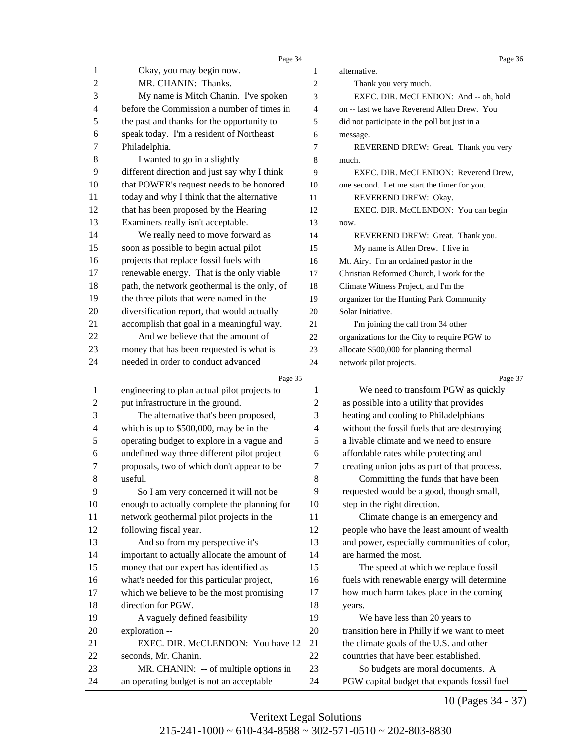Page 34

1 Okay, you may begin now.
2 MR. CHANIN: Thanks.
3 My name is Mitch Chanin. I've spoken
4 before the Commission a number of times in
5 the past and thanks for the opportunity to
6 speak today. I'm a resident of Northeast
7 Philadelphia.
8 I wanted to go in a slightly
9 different direction and just say why I think
10 that POWER's request needs to be honored
11 today and why I think that the alternative
12 that has been proposed by the Hearing
13 Examiners really isn't acceptable.
14 We really need to move forward as
15 soon as possible to begin actual pilot
16 projects that replace fossil fuels with
17 renewable energy. That is the only viable
18 path, the network geothermal is the only, of
19 the three pilots that were named in the
20 diversification report, that would actually
21 accomplish that goal in a meaningful way.
22 And we believe that the amount of
23 money that has been requested is what is
24 needed in order to conduct advanced

Page 35

1 engineering to plan actual pilot projects to
2 put infrastructure in the ground.
3 The alternative that's been proposed,
4 which is up to $500,000, may be in the
5 operating budget to explore in a vague and
6 undefined way three different pilot project
7 proposals, two of which don't appear to be
8 useful.
9 So I am very concerned it will not be
10 enough to actually complete the planning for
11 network geothermal pilot projects in the
12 following fiscal year.
13 And so from my perspective it's
14 important to actually allocate the amount of
15 money that our expert has identified as
16 what's needed for this particular project,
17 which we believe to be the most promising
18 direction for PGW.
19 A vaguely defined feasibility
20 exploration --
21 EXEC. DIR. McCLENDON: You have 12
22 seconds, Mr. Chanin.
23 MR. CHANIN: -- of multiple options in
24 an operating budget is not an acceptable

Page 36

1 alternative.
2 Thank you very much.
3 EXEC. DIR. McCLENDON: And -- oh, hold
4 on -- last we have Reverend Allen Drew. You
5 did not participate in the poll but just in a
6 message.
7 REVEREND DREW: Great. Thank you very
8 much.
9 EXEC. DIR. McCLENDON: Reverend Drew,
10 one second. Let me start the timer for you.
11 REVEREND DREW: Okay.
12 EXEC. DIR. McCLENDON: You can begin
13 now.
14 REVEREND DREW: Great. Thank you.
15 My name is Allen Drew. I live in
16 Mt. Airy. I'm an ordained pastor in the
17 Christian Reformed Church, I work for the
18 Climate Witness Project, and I'm the
19 organizer for the Hunting Park Community
20 Solar Initiative.
21 I'm joining the call from 34 other
22 organizations for the City to require PGW to
23 allocate $500,000 for planning thermal
24 network pilot projects.

Page 37

1 We need to transform PGW as quickly
2 as possible into a utility that provides
3 heating and cooling to Philadelphians
4 without the fossil fuels that are destroying
5 a livable climate and we need to ensure
6 affordable rates while protecting and
7 creating union jobs as part of that process.
8 Committing the funds that have been
9 requested would be a good, though small,
10 step in the right direction.
11 Climate change is an emergency and
12 people who have the least amount of wealth
13 and power, especially communities of color,
14 are harmed the most.
15 The speed at which we replace fossil
16 fuels with renewable energy will determine
17 how much harm takes place in the coming
18 years.
19 We have less than 20 years to
20 transition here in Philly if we want to meet
21 the climate goals of the U.S. and other
22 countries that have been established.
23 So budgets are moral documents. A
24 PGW capital budget that expands fossil fuel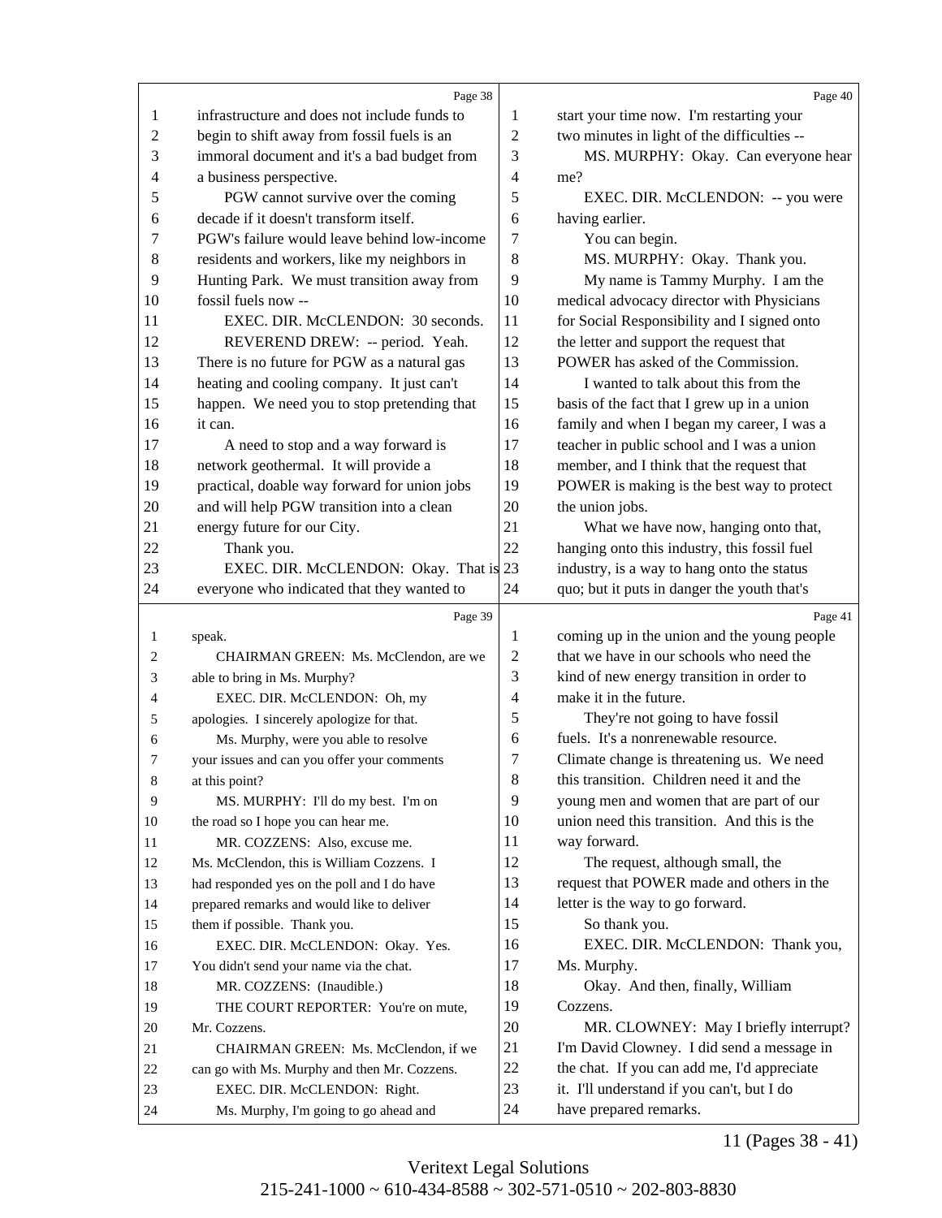infrastructure and does not include funds to begin to shift away from fossil fuels is an immoral document and it's a bad budget from a business perspective.

PGW cannot survive over the coming decade if it doesn't transform itself. PGW's failure would leave behind low-income residents and workers, like my neighbors in Hunting Park. We must transition away from fossil fuels now --

EXEC. DIR. McCLENDON: 30 seconds.

REVEREND DREW: -- period. Yeah. There is no future for PGW as a natural gas heating and cooling company. It just can't happen. We need you to stop pretending that it can.

A need to stop and a way forward is network geothermal. It will provide a practical, doable way forward for union jobs and will help PGW transition into a clean energy future for our City.

Thank you.

EXEC. DIR. McCLENDON: Okay. That is everyone who indicated that they wanted to speak.

CHAIRMAN GREEN: Ms. McClendon, are we able to bring in Ms. Murphy?

EXEC. DIR. McCLENDON: Oh, my apologies. I sincerely apologize for that.

Ms. Murphy, were you able to resolve your issues and can you offer your comments at this point?

MS. MURPHY: I'll do my best. I'm on the road so I hope you can hear me.

MR. COZZENS: Also, excuse me. Ms. McClendon, this is William Cozzens. I had responded yes on the poll and I do have prepared remarks and would like to deliver them if possible. Thank you.

EXEC. DIR. McCLENDON: Okay. Yes. You didn't send your name via the chat.

MR. COZZENS: (Inaudible.)

THE COURT REPORTER: You're on mute, Mr. Cozzens.

CHAIRMAN GREEN: Ms. McClendon, if we can go with Ms. Murphy and then Mr. Cozzens.

EXEC. DIR. McCLENDON: Right.

Ms. Murphy, I'm going to go ahead and start your time now. I'm restarting your two minutes in light of the difficulties --

MS. MURPHY: Okay. Can everyone hear me?

EXEC. DIR. McCLENDON: -- you were having earlier.

You can begin.

MS. MURPHY: Okay. Thank you.

My name is Tammy Murphy. I am the medical advocacy director with Physicians for Social Responsibility and I signed onto the letter and support the request that POWER has asked of the Commission.

I wanted to talk about this from the basis of the fact that I grew up in a union family and when I began my career, I was a teacher in public school and I was a union member, and I think that the request that POWER is making is the best way to protect the union jobs.

What we have now, hanging onto that, hanging onto this industry, this fossil fuel industry, is a way to hang onto the status quo; but it puts in danger the youth that's coming up in the union and the young people that we have in our schools who need the kind of new energy transition in order to make it in the future.

They're not going to have fossil fuels. It's a nonrenewable resource. Climate change is threatening us. We need this transition. Children need it and the young men and women that are part of our union need this transition. And this is the way forward.

The request, although small, the request that POWER made and others in the letter is the way to go forward.

So thank you.

EXEC. DIR. McCLENDON: Thank you, Ms. Murphy.

Okay. And then, finally, William Cozzens.

MR. CLOWNEY: May I briefly interrupt? I'm David Clowney. I did send a message in the chat. If you can add me, I'd appreciate it. I'll understand if you can't, but I do have prepared remarks.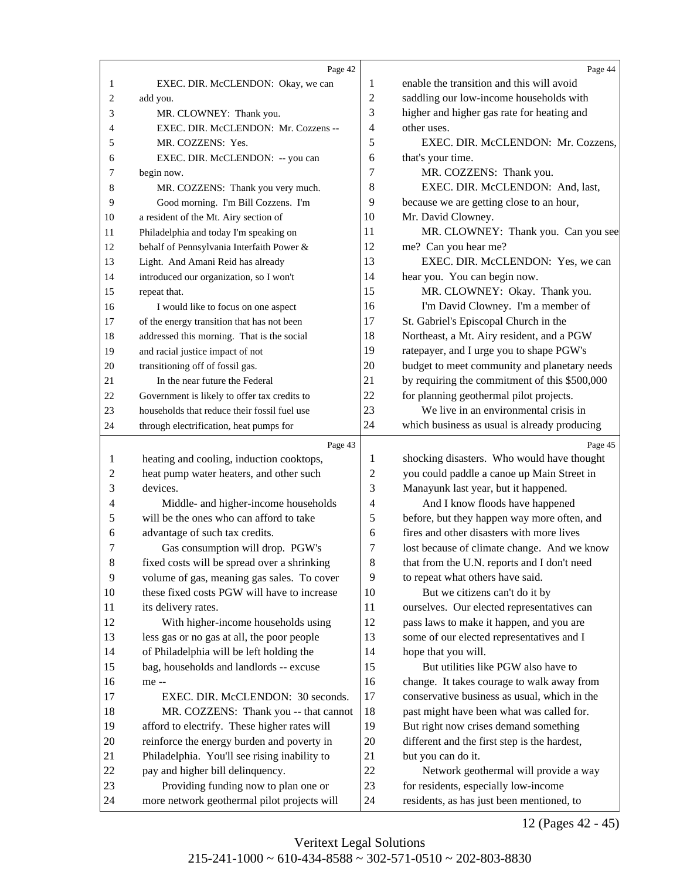EXEC. DIR. McCLENDON: Okay, we can add you.

MR. CLOWNEY: Thank you.

EXEC. DIR. McCLENDON: Mr. Cozzens --

MR. COZZENS: Yes.

EXEC. DIR. McCLENDON: -- you can begin now.

MR. COZZENS: Thank you very much.

Good morning. I'm Bill Cozzens. I'm a resident of the Mt. Airy section of Philadelphia and today I'm speaking on behalf of Pennsylvania Interfaith Power & Light. And Amani Reid has already introduced our organization, so I won't repeat that.

I would like to focus on one aspect of the energy transition that has not been addressed this morning. That is the social and racial justice impact of not transitioning off of fossil gas.

In the near future the Federal Government is likely to offer tax credits to households that reduce their fossil fuel use through electrification, heat pumps for heating and cooling, induction cooktops, heat pump water heaters, and other such devices.

Middle- and higher-income households will be the ones who can afford to take advantage of such tax credits.

Gas consumption will drop. PGW's fixed costs will be spread over a shrinking volume of gas, meaning gas sales. To cover these fixed costs PGW will have to increase its delivery rates.

With higher-income households using less gas or no gas at all, the poor people of Philadelphia will be left holding the bag, households and landlords -- excuse me --

EXEC. DIR. McCLENDON: 30 seconds.

MR. COZZENS: Thank you -- that cannot afford to electrify. These higher rates will reinforce the energy burden and poverty in Philadelphia. You'll see rising inability to pay and higher bill delinquency.

Providing funding now to plan one or more network geothermal pilot projects will enable the transition and this will avoid saddling our low-income households with higher and higher gas rate for heating and other uses.

EXEC. DIR. McCLENDON: Mr. Cozzens, that's your time.

MR. COZZENS: Thank you.

EXEC. DIR. McCLENDON: And, last, because we are getting close to an hour, Mr. David Clowney.

MR. CLOWNEY: Thank you. Can you see me? Can you hear me?

EXEC. DIR. McCLENDON: Yes, we can hear you. You can begin now.

MR. CLOWNEY: Okay. Thank you.

I'm David Clowney. I'm a member of St. Gabriel's Episcopal Church in the Northeast, a Mt. Airy resident, and a PGW ratepayer, and I urge you to shape PGW's budget to meet community and planetary needs by requiring the commitment of this $500,000 for planning geothermal pilot projects.

We live in an environmental crisis in which business as usual is already producing shocking disasters. Who would have thought you could paddle a canoe up Main Street in Manayunk last year, but it happened.

And I know floods have happened before, but they happen way more often, and fires and other disasters with more lives lost because of climate change. And we know that from the U.N. reports and I don't need to repeat what others have said.

But we citizens can't do it by ourselves. Our elected representatives can pass laws to make it happen, and you are some of our elected representatives and I hope that you will.

But utilities like PGW also have to change. It takes courage to walk away from conservative business as usual, which in the past might have been what was called for. But right now crises demand something different and the first step is the hardest, but you can do it.

Network geothermal will provide a way for residents, especially low-income residents, as has just been mentioned, to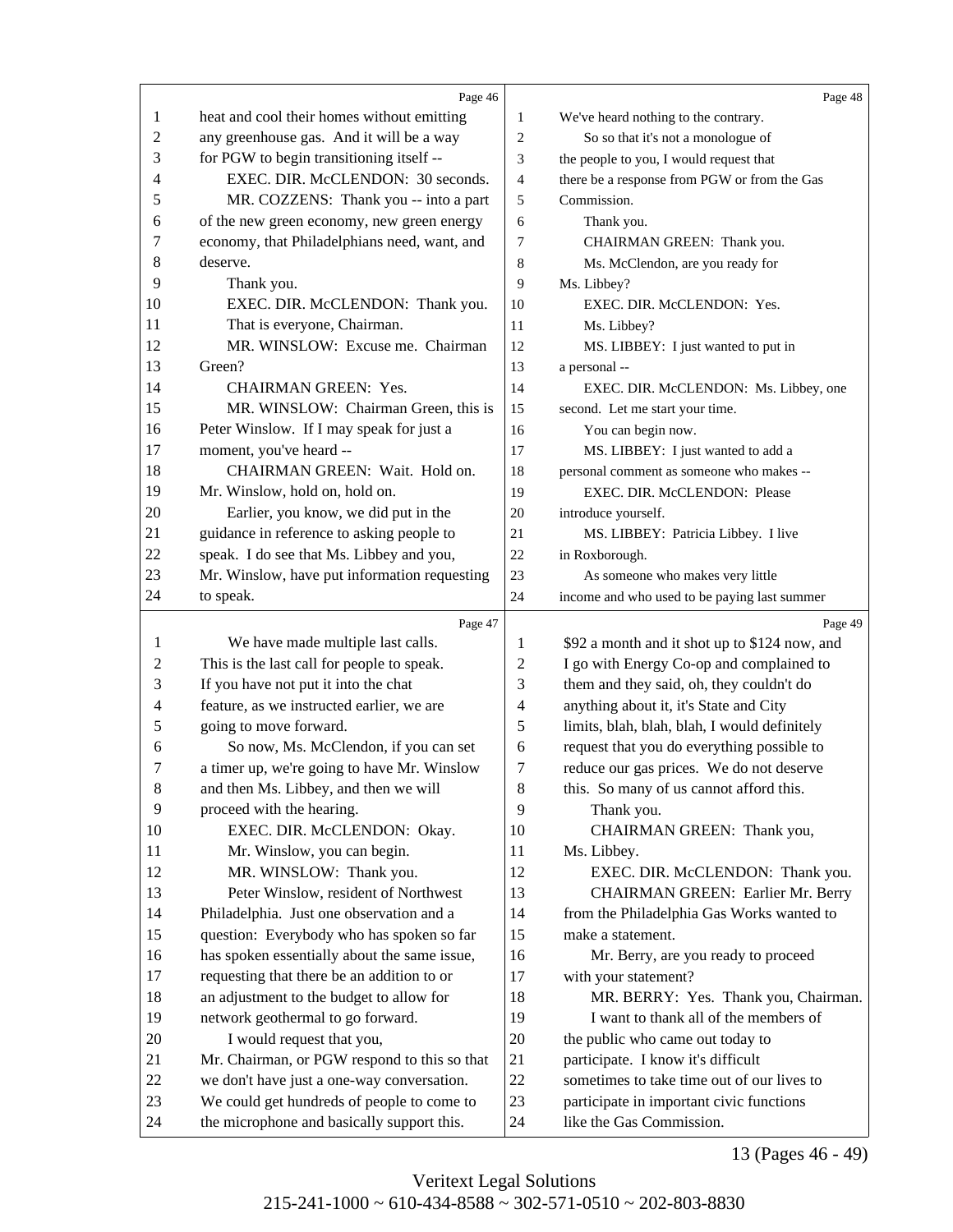Page 46

1 heat and cool their homes without emitting
2 any greenhouse gas. And it will be a way
3 for PGW to begin transitioning itself --
4 EXEC. DIR. McCLENDON: 30 seconds.
5 MR. COZZENS: Thank you -- into a part
6 of the new green economy, new green energy
7 economy, that Philadelphians need, want, and
8 deserve.
9 Thank you.
10 EXEC. DIR. McCLENDON: Thank you.
11 That is everyone, Chairman.
12 MR. WINSLOW: Excuse me. Chairman
13 Green?
14 CHAIRMAN GREEN: Yes.
15 MR. WINSLOW: Chairman Green, this is
16 Peter Winslow. If I may speak for just a
17 moment, you've heard --
18 CHAIRMAN GREEN: Wait. Hold on.
19 Mr. Winslow, hold on, hold on.
20 Earlier, you know, we did put in the
21 guidance in reference to asking people to
22 speak. I do see that Ms. Libbey and you,
23 Mr. Winslow, have put information requesting
24 to speak.

Page 47

1 We have made multiple last calls.
2 This is the last call for people to speak.
3 If you have not put it into the chat
4 feature, as we instructed earlier, we are
5 going to move forward.
6 So now, Ms. McClendon, if you can set
7 a timer up, we're going to have Mr. Winslow
8 and then Ms. Libbey, and then we will
9 proceed with the hearing.
10 EXEC. DIR. McCLENDON: Okay.
11 Mr. Winslow, you can begin.
12 MR. WINSLOW: Thank you.
13 Peter Winslow, resident of Northwest
14 Philadelphia. Just one observation and a
15 question: Everybody who has spoken so far
16 has spoken essentially about the same issue,
17 requesting that there be an addition to or
18 an adjustment to the budget to allow for
19 network geothermal to go forward.
20 I would request that you,
21 Mr. Chairman, or PGW respond to this so that
22 we don't have just a one-way conversation.
23 We could get hundreds of people to come to
24 the microphone and basically support this.

Page 48

1 We've heard nothing to the contrary.
2 So so that it's not a monologue of
3 the people to you, I would request that
4 there be a response from PGW or from the Gas
5 Commission.
6 Thank you.
7 CHAIRMAN GREEN: Thank you.
8 Ms. McClendon, are you ready for
9 Ms. Libbey?
10 EXEC. DIR. McCLENDON: Yes.
11 Ms. Libbey?
12 MS. LIBBEY: I just wanted to put in
13 a personal --
14 EXEC. DIR. McCLENDON: Ms. Libbey, one
15 second. Let me start your time.
16 You can begin now.
17 MS. LIBBEY: I just wanted to add a
18 personal comment as someone who makes --
19 EXEC. DIR. McCLENDON: Please
20 introduce yourself.
21 MS. LIBBEY: Patricia Libbey. I live
22 in Roxborough.
23 As someone who makes very little
24 income and who used to be paying last summer

Page 49

1 $92 a month and it shot up to $124 now, and
2 I go with Energy Co-op and complained to
3 them and they said, oh, they couldn't do
4 anything about it, it's State and City
5 limits, blah, blah, blah, I would definitely
6 request that you do everything possible to
7 reduce our gas prices. We do not deserve
8 this. So many of us cannot afford this.
9 Thank you.
10 CHAIRMAN GREEN: Thank you,
11 Ms. Libbey.
12 EXEC. DIR. McCLENDON: Thank you.
13 CHAIRMAN GREEN: Earlier Mr. Berry
14 from the Philadelphia Gas Works wanted to
15 make a statement.
16 Mr. Berry, are you ready to proceed
17 with your statement?
18 MR. BERRY: Yes. Thank you, Chairman.
19 I want to thank all of the members of
20 the public who came out today to
21 participate. I know it's difficult
22 sometimes to take time out of our lives to
23 participate in important civic functions
24 like the Gas Commission.

13 (Pages 46 - 49)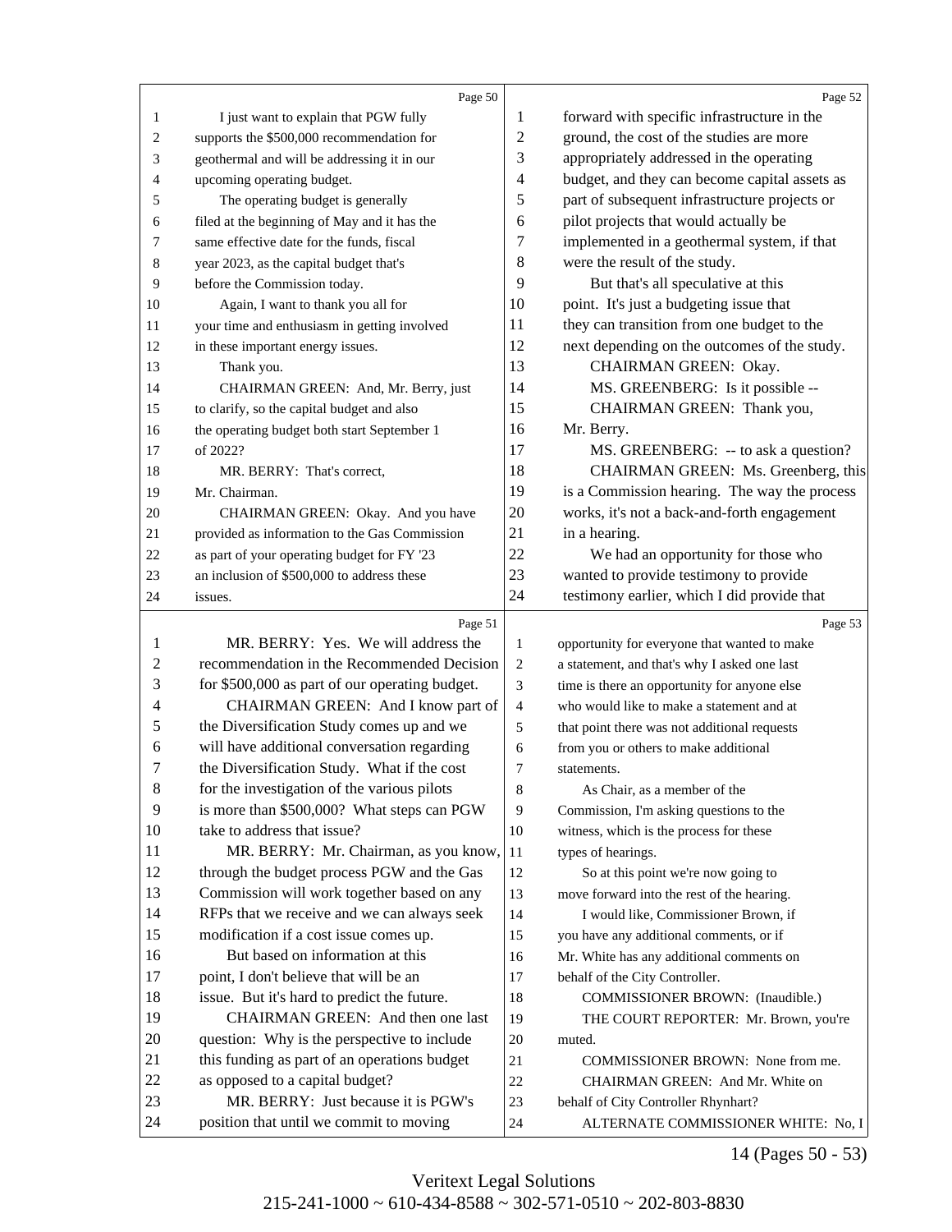Page 50

1 I just want to explain that PGW fully
2 supports the $500,000 recommendation for
3 geothermal and will be addressing it in our
4 upcoming operating budget.
5 The operating budget is generally
6 filed at the beginning of May and it has the
7 same effective date for the funds, fiscal
8 year 2023, as the capital budget that's
9 before the Commission today.
10 Again, I want to thank you all for
11 your time and enthusiasm in getting involved
12 in these important energy issues.
13 Thank you.
14 CHAIRMAN GREEN: And, Mr. Berry, just
15 to clarify, so the capital budget and also
16 the operating budget both start September 1
17 of 2022?
18 MR. BERRY: That's correct,
19 Mr. Chairman.
20 CHAIRMAN GREEN: Okay. And you have
21 provided as information to the Gas Commission
22 as part of your operating budget for FY '23
23 an inclusion of $500,000 to address these
24 issues.

Page 51

1 MR. BERRY: Yes. We will address the
2 recommendation in the Recommended Decision
3 for $500,000 as part of our operating budget.
4 CHAIRMAN GREEN: And I know part of
5 the Diversification Study comes up and we
6 will have additional conversation regarding
7 the Diversification Study. What if the cost
8 for the investigation of the various pilots
9 is more than $500,000? What steps can PGW
10 take to address that issue?
11 MR. BERRY: Mr. Chairman, as you know,
12 through the budget process PGW and the Gas
13 Commission will work together based on any
14 RFPs that we receive and we can always seek
15 modification if a cost issue comes up.
16 But based on information at this
17 point, I don't believe that will be an
18 issue. But it's hard to predict the future.
19 CHAIRMAN GREEN: And then one last
20 question: Why is the perspective to include
21 this funding as part of an operations budget
22 as opposed to a capital budget?
23 MR. BERRY: Just because it is PGW's
24 position that until we commit to moving

Page 52

1 forward with specific infrastructure in the
2 ground, the cost of the studies are more
3 appropriately addressed in the operating
4 budget, and they can become capital assets as
5 part of subsequent infrastructure projects or
6 pilot projects that would actually be
7 implemented in a geothermal system, if that
8 were the result of the study.
9 But that's all speculative at this
10 point. It's just a budgeting issue that
11 they can transition from one budget to the
12 next depending on the outcomes of the study.
13 CHAIRMAN GREEN: Okay.
14 MS. GREENBERG: Is it possible --
15 CHAIRMAN GREEN: Thank you,
16 Mr. Berry.
17 MS. GREENBERG: -- to ask a question?
18 CHAIRMAN GREEN: Ms. Greenberg, this
19 is a Commission hearing. The way the process
20 works, it's not a back-and-forth engagement
21 in a hearing.
22 We had an opportunity for those who
23 wanted to provide testimony to provide
24 testimony earlier, which I did provide that

Page 53

1 opportunity for everyone that wanted to make
2 a statement, and that's why I asked one last
3 time is there an opportunity for anyone else
4 who would like to make a statement and at
5 that point there was not additional requests
6 from you or others to make additional
7 statements.
8 As Chair, as a member of the
9 Commission, I'm asking questions to the
10 witness, which is the process for these
11 types of hearings.
12 So at this point we're now going to
13 move forward into the rest of the hearing.
14 I would like, Commissioner Brown, if
15 you have any additional comments, or if
16 Mr. White has any additional comments on
17 behalf of the City Controller.
18 COMMISSIONER BROWN: (Inaudible.)
19 THE COURT REPORTER: Mr. Brown, you're
20 muted.
21 COMMISSIONER BROWN: None from me.
22 CHAIRMAN GREEN: And Mr. White on
23 behalf of City Controller Rhynhart?
24 ALTERNATE COMMISSIONER WHITE: No, I

14 (Pages 50 - 53)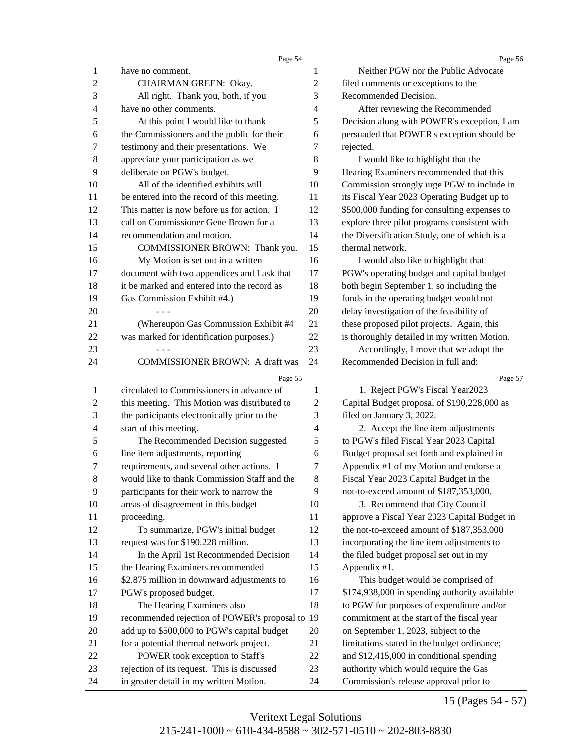Page 54

1 have no comment.
2 CHAIRMAN GREEN: Okay.
3 All right. Thank you, both, if you
4 have no other comments.
5 At this point I would like to thank
6 the Commissioners and the public for their
7 testimony and their presentations. We
8 appreciate your participation as we
9 deliberate on PGW's budget.
10 All of the identified exhibits will
11 be entered into the record of this meeting.
12 This matter is now before us for action. I
13 call on Commissioner Gene Brown for a
14 recommendation and motion.
15 COMMISSIONER BROWN: Thank you.
16 My Motion is set out in a written
17 document with two appendices and I ask that
18 it be marked and entered into the record as
19 Gas Commission Exhibit #4.)
20 - - -
21 (Whereupon Gas Commission Exhibit #4
22 was marked for identification purposes.)
23 - - -
24 COMMISSIONER BROWN: A draft was

Page 55

1 circulated to Commissioners in advance of
2 this meeting. This Motion was distributed to
3 the participants electronically prior to the
4 start of this meeting.
5 The Recommended Decision suggested
6 line item adjustments, reporting
7 requirements, and several other actions. I
8 would like to thank Commission Staff and the
9 participants for their work to narrow the
10 areas of disagreement in this budget
11 proceeding.
12 To summarize, PGW's initial budget
13 request was for $190.228 million.
14 In the April 1st Recommended Decision
15 the Hearing Examiners recommended
16 $2.875 million in downward adjustments to
17 PGW's proposed budget.
18 The Hearing Examiners also
19 recommended rejection of POWER's proposal to
20 add up to $500,000 to PGW's capital budget
21 for a potential thermal network project.
22 POWER took exception to Staff's
23 rejection of its request. This is discussed
24 in greater detail in my written Motion.

Page 56

1 Neither PGW nor the Public Advocate
2 filed comments or exceptions to the
3 Recommended Decision.
4 After reviewing the Recommended
5 Decision along with POWER's exception, I am
6 persuaded that POWER's exception should be
7 rejected.
8 I would like to highlight that the
9 Hearing Examiners recommended that this
10 Commission strongly urge PGW to include in
11 its Fiscal Year 2023 Operating Budget up to
12 $500,000 funding for consulting expenses to
13 explore three pilot programs consistent with
14 the Diversification Study, one of which is a
15 thermal network.
16 I would also like to highlight that
17 PGW's operating budget and capital budget
18 both begin September 1, so including the
19 funds in the operating budget would not
20 delay investigation of the feasibility of
21 these proposed pilot projects. Again, this
22 is thoroughly detailed in my written Motion.
23 Accordingly, I move that we adopt the
24 Recommended Decision in full and:

Page 57

1 1. Reject PGW's Fiscal Year2023
2 Capital Budget proposal of $190,228,000 as
3 filed on January 3, 2022.
4 2. Accept the line item adjustments
5 to PGW's filed Fiscal Year 2023 Capital
6 Budget proposal set forth and explained in
7 Appendix #1 of my Motion and endorse a
8 Fiscal Year 2023 Capital Budget in the
9 not-to-exceed amount of $187,353,000.
10 3. Recommend that City Council
11 approve a Fiscal Year 2023 Capital Budget in
12 the not-to-exceed amount of $187,353,000
13 incorporating the line item adjustments to
14 the filed budget proposal set out in my
15 Appendix #1.
16 This budget would be comprised of
17 $174,938,000 in spending authority available
18 to PGW for purposes of expenditure and/or
19 commitment at the start of the fiscal year
20 on September 1, 2023, subject to the
21 limitations stated in the budget ordinance;
22 and $12,415,000 in conditional spending
23 authority which would require the Gas
24 Commission's release approval prior to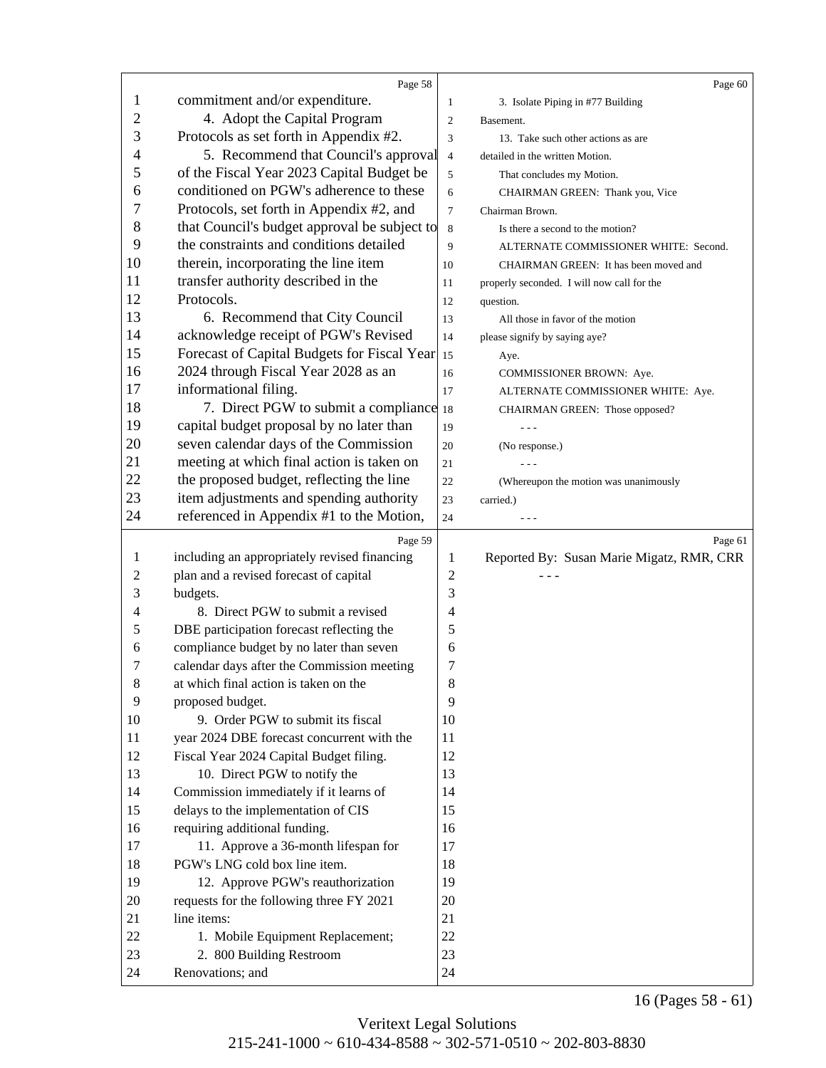commitment and/or expenditure.

4. Adopt the Capital Program Protocols as set forth in Appendix #2.

5. Recommend that Council's approval of the Fiscal Year 2023 Capital Budget be conditioned on PGW's adherence to these Protocols, set forth in Appendix #2, and that Council's budget approval be subject to the constraints and conditions detailed therein, incorporating the line item transfer authority described in the Protocols.

6. Recommend that City Council acknowledge receipt of PGW's Revised Forecast of Capital Budgets for Fiscal Year 2024 through Fiscal Year 2028 as an informational filing.

7. Direct PGW to submit a compliance capital budget proposal by no later than seven calendar days of the Commission meeting at which final action is taken on the proposed budget, reflecting the line item adjustments and spending authority referenced in Appendix #1 to the Motion, including an appropriately revised financing plan and a revised forecast of capital budgets.

8. Direct PGW to submit a revised DBE participation forecast reflecting the compliance budget by no later than seven calendar days after the Commission meeting at which final action is taken on the proposed budget.

9. Order PGW to submit its fiscal year 2024 DBE forecast concurrent with the Fiscal Year 2024 Capital Budget filing.

10. Direct PGW to notify the Commission immediately if it learns of delays to the implementation of CIS requiring additional funding.

11. Approve a 36-month lifespan for PGW's LNG cold box line item.

12. Approve PGW's reauthorization requests for the following three FY 2021 line items:

1. Mobile Equipment Replacement;

2. 800 Building Restroom Renovations; and

3. Isolate Piping in #77 Building Basement.

13. Take such other actions as are detailed in the written Motion.

That concludes my Motion.

CHAIRMAN GREEN: Thank you, Vice Chairman Brown.

Is there a second to the motion?

ALTERNATE COMMISSIONER WHITE: Second.

CHAIRMAN GREEN: It has been moved and properly seconded. I will now call for the question.

All those in favor of the motion please signify by saying aye?

Aye.

COMMISSIONER BROWN: Aye.

ALTERNATE COMMISSIONER WHITE: Aye.

CHAIRMAN GREEN: Those opposed?

- - -

(No response.)

- - -

(Whereupon the motion was unanimously carried.)

- - -

Reported By: Susan Marie Migatz, RMR, CRR

- - -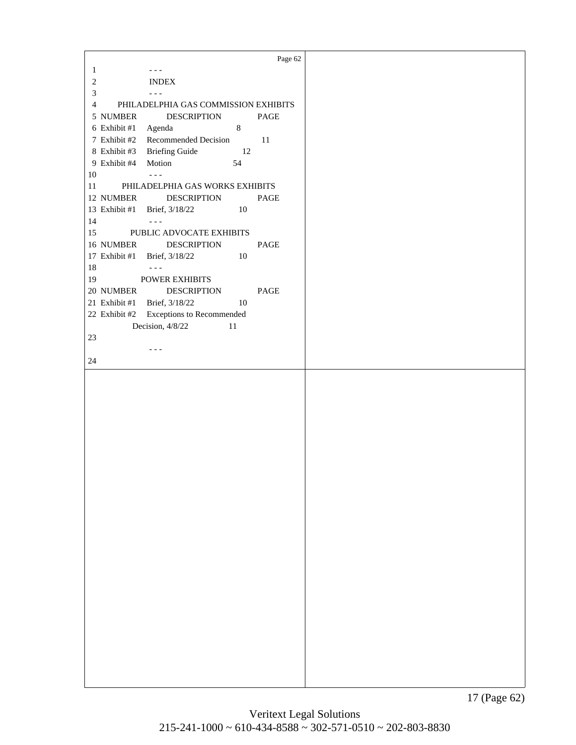- - -

INDEX

- - -

PHILADELPHIA GAS COMMISSION EXHIBITS

| NUMBER | DESCRIPTION | PAGE |
|---|---|---|
| Exhibit #1 | Agenda | 8 |
| Exhibit #2 | Recommended Decision | 11 |
| Exhibit #3 | Briefing Guide | 12 |
| Exhibit #4 | Motion | 54 |

- - -

PHILADELPHIA GAS WORKS EXHIBITS

| NUMBER | DESCRIPTION | PAGE |
|---|---|---|
| Exhibit #1 | Brief, 3/18/22 | 10 |

- - -

PUBLIC ADVOCATE EXHIBITS

| NUMBER | DESCRIPTION | PAGE |
|---|---|---|
| Exhibit #1 | Brief, 3/18/22 | 10 |

- - -

POWER EXHIBITS

| NUMBER | DESCRIPTION | PAGE |
|---|---|---|
| Exhibit #1 | Brief, 3/18/22 | 10 |
| Exhibit #2 | Exceptions to Recommended Decision, 4/8/22 | 11 |

- - -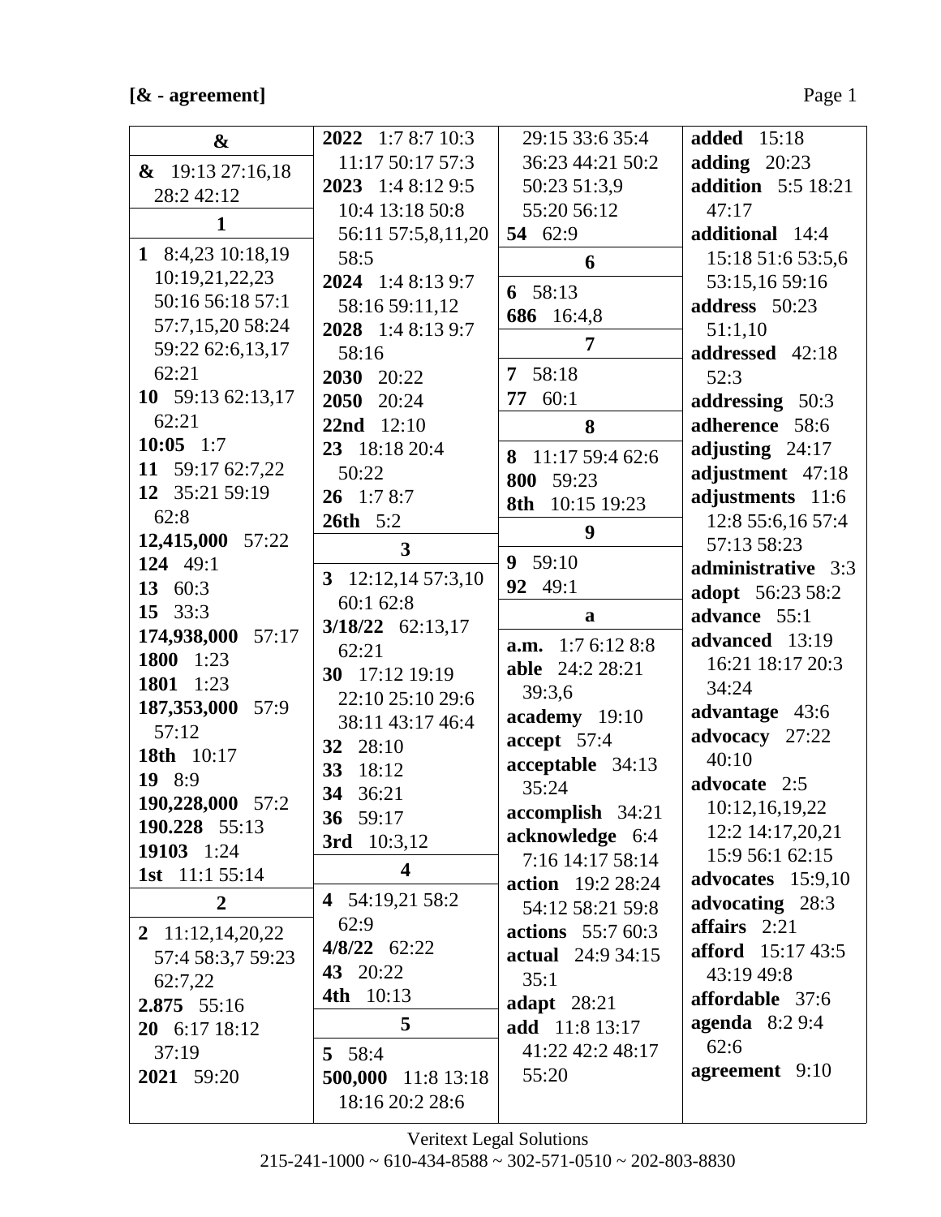**[& - agreement]**

**&**

**&** 19:13 27:16,18 28:2 42:12

**1**

**1** 8:4,23 10:18,19 10:19,21,22,23 50:16 56:18 57:1 57:7,15,20 58:24 59:22 62:6,13,17 62:21
**10** 59:13 62:13,17 62:21
**10:05** 1:7
**11** 59:17 62:7,22
**12** 35:21 59:19 62:8
**12,415,000** 57:22
**124** 49:1
**13** 60:3
**15** 33:3
**174,938,000** 57:17
**1800** 1:23
**1801** 1:23
**187,353,000** 57:9 57:12
**18th** 10:17
**19** 8:9
**190,228,000** 57:2
**190.228** 55:13
**19103** 1:24
**1st** 11:1 55:14

**2**

**2** 11:12,14,20,22 57:4 58:3,7 59:23 62:7,22
**2.875** 55:16
**20** 6:17 18:12 37:19
**2021** 59:20
**2022** 1:7 8:7 10:3 11:17 50:17 57:3
**2023** 1:4 8:12 9:5 10:4 13:18 50:8 56:11 57:5,8,11,20 58:5
**2024** 1:4 8:13 9:7 58:16 59:11,12
**2028** 1:4 8:13 9:7 58:16
**2030** 20:22
**2050** 20:24
**22nd** 12:10
**23** 18:18 20:4 50:22
**26** 1:7 8:7
**26th** 5:2

**3**

**3** 12:12,14 57:3,10 60:1 62:8
**3/18/22** 62:13,17 62:21
**30** 17:12 19:19 22:10 25:10 29:6 38:11 43:17 46:4
**32** 28:10
**33** 18:12
**34** 36:21
**36** 59:17
**3rd** 10:3,12

**4**

**4** 54:19,21 58:2 62:9
**4/8/22** 62:22
**43** 20:22
**4th** 10:13

**5**

**5** 58:4
**500,000** 11:8 13:18 18:16 20:2 28:6 29:15 33:6 35:4 36:23 44:21 50:2 50:23 51:3,9 55:20 56:12
**54** 62:9

**6**

**6** 58:13
**686** 16:4,8

**7**

**7** 58:18
**77** 60:1

**8**

**8** 11:17 59:4 62:6
**800** 59:23
**8th** 10:15 19:23

**9**

**9** 59:10
**92** 49:1

**a**

**a.m.** 1:7 6:12 8:8
**able** 24:2 28:21 39:3,6
**academy** 19:10
**accept** 57:4
**acceptable** 34:13 35:24
**accomplish** 34:21
**acknowledge** 6:4 7:16 14:17 58:14
**action** 19:2 28:24 54:12 58:21 59:8
**actions** 55:7 60:3
**actual** 24:9 34:15 35:1
**adapt** 28:21
**add** 11:8 13:17 41:22 42:2 48:17 55:20
**added** 15:18
**adding** 20:23
**addition** 5:5 18:21 47:17
**additional** 14:4 15:18 51:6 53:5,6 53:15,16 59:16
**address** 50:23 51:1,10
**addressed** 42:18 52:3
**addressing** 50:3
**adherence** 58:6
**adjusting** 24:17
**adjustment** 47:18
**adjustments** 11:6 12:8 55:6,16 57:4 57:13 58:23
**administrative** 3:3
**adopt** 56:23 58:2
**advance** 55:1
**advanced** 13:19 16:21 18:17 20:3 34:24
**advantage** 43:6
**advocacy** 27:22 40:10
**advocate** 2:5 10:12,16,19,22 12:2 14:17,20,21 15:9 56:1 62:15
**advocates** 15:9,10
**advocating** 28:3
**affairs** 2:21
**afford** 15:17 43:5 43:19 49:8
**affordable** 37:6
**agenda** 8:2 9:4 62:6
**agreement** 9:10

Veritext Legal Solutions
215-241-1000 ~ 610-434-8588 ~ 302-571-0510 ~ 202-803-8830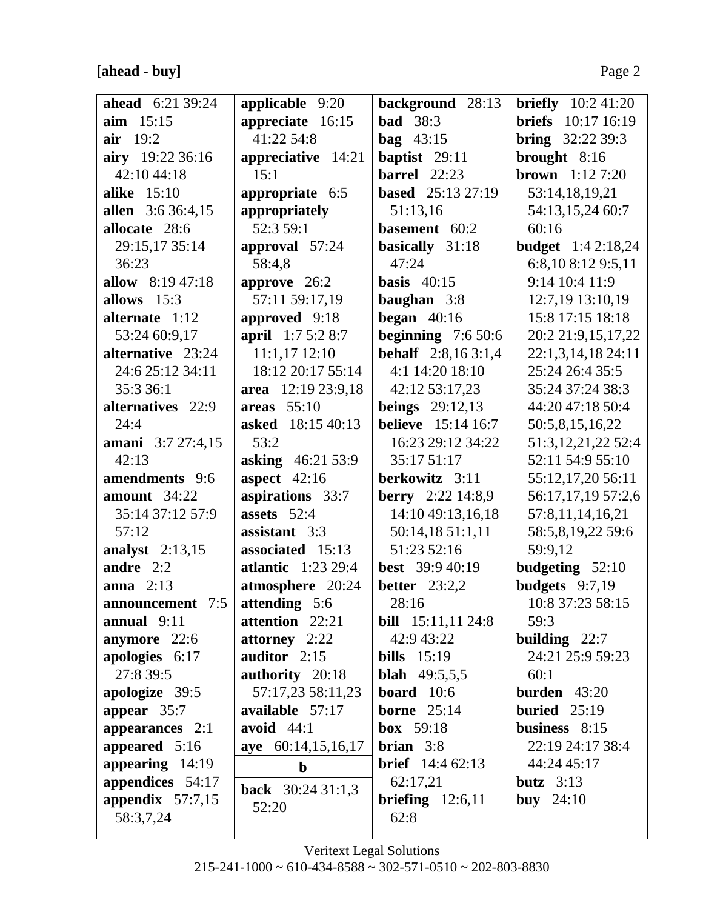**[ahead - buy]**

**ahead** 6:21 39:24
**aim** 15:15
**air** 19:2
**airy** 19:22 36:16 42:10 44:18
**alike** 15:10
**allen** 3:6 36:4,15
**allocate** 28:6 29:15,17 35:14 36:23
**allow** 8:19 47:18
**allows** 15:3
**alternate** 1:12 53:24 60:9,17
**alternative** 23:24 24:6 25:12 34:11 35:3 36:1
**alternatives** 22:9 24:4
**amani** 3:7 27:4,15 42:13
**amendments** 9:6
**amount** 34:22 35:14 37:12 57:9 57:12
**analyst** 2:13,15
**andre** 2:2
**anna** 2:13
**announcement** 7:5
**annual** 9:11
**anymore** 22:6
**apologies** 6:17 27:8 39:5
**apologize** 39:5
**appear** 35:7
**appearances** 2:1
**appeared** 5:16
**appearing** 14:19
**appendices** 54:17
**appendix** 57:7,15 58:3,7,24
**applicable** 9:20
**appreciate** 16:15 41:22 54:8
**appreciative** 14:21 15:1
**appropriate** 6:5
**appropriately** 52:3 59:1
**approval** 57:24 58:4,8
**approve** 26:2 57:11 59:17,19
**approved** 9:18
**april** 1:7 5:2 8:7 11:1,17 12:10 18:12 20:17 55:14
**area** 12:19 23:9,18
**areas** 55:10
**asked** 18:15 40:13 53:2
**asking** 46:21 53:9
**aspect** 42:16
**aspirations** 33:7
**assets** 52:4
**assistant** 3:3
**associated** 15:13
**atlantic** 1:23 29:4
**atmosphere** 20:24
**attending** 5:6
**attention** 22:21
**attorney** 2:22
**auditor** 2:15
**authority** 20:18 57:17,23 58:11,23
**available** 57:17
**avoid** 44:1
**aye** 60:14,15,16,17

**b**

**back** 30:24 31:1,3 52:20
**background** 28:13
**bad** 38:3
**bag** 43:15
**baptist** 29:11
**barrel** 22:23
**based** 25:13 27:19 51:13,16
**basement** 60:2
**basically** 31:18 47:24
**basis** 40:15
**baughan** 3:8
**began** 40:16
**beginning** 7:6 50:6
**behalf** 2:8,16 3:1,4 4:1 14:20 18:10 42:12 53:17,23
**beings** 29:12,13
**believe** 15:14 16:7 16:23 29:12 34:22 35:17 51:17
**berkowitz** 3:11
**berry** 2:22 14:8,9 14:10 49:13,16,18 50:14,18 51:1,11 51:23 52:16
**best** 39:9 40:19
**better** 23:2,2 28:16
**bill** 15:11,11 24:8 42:9 43:22
**bills** 15:19
**blah** 49:5,5,5
**board** 10:6
**borne** 25:14
**box** 59:18
**brian** 3:8
**brief** 14:4 62:13 62:17,21
**briefing** 12:6,11 62:8
**briefly** 10:2 41:20
**briefs** 10:17 16:19
**bring** 32:22 39:3
**brought** 8:16
**brown** 1:12 7:20 53:14,18,19,21 54:13,15,24 60:7 60:16
**budget** 1:4 2:18,24 6:8,10 8:12 9:5,11 9:14 10:4 11:9 12:7,19 13:10,19 15:8 17:15 18:18 20:2 21:9,15,17,22 22:1,3,14,18 24:11 25:24 26:4 35:5 35:24 37:24 38:3 44:20 47:18 50:4 50:5,8,15,16,22 51:3,12,21,22 52:4 52:11 54:9 55:10 55:12,17,20 56:11 56:17,17,19 57:2,6 57:8,11,14,16,21 58:5,8,19,22 59:6 59:9,12
**budgeting** 52:10
**budgets** 9:7,19 10:8 37:23 58:15 59:3
**building** 22:7 24:21 25:9 59:23 60:1
**burden** 43:20
**buried** 25:19
**business** 8:15 22:19 24:17 38:4 44:24 45:17
**butz** 3:13
**buy** 24:10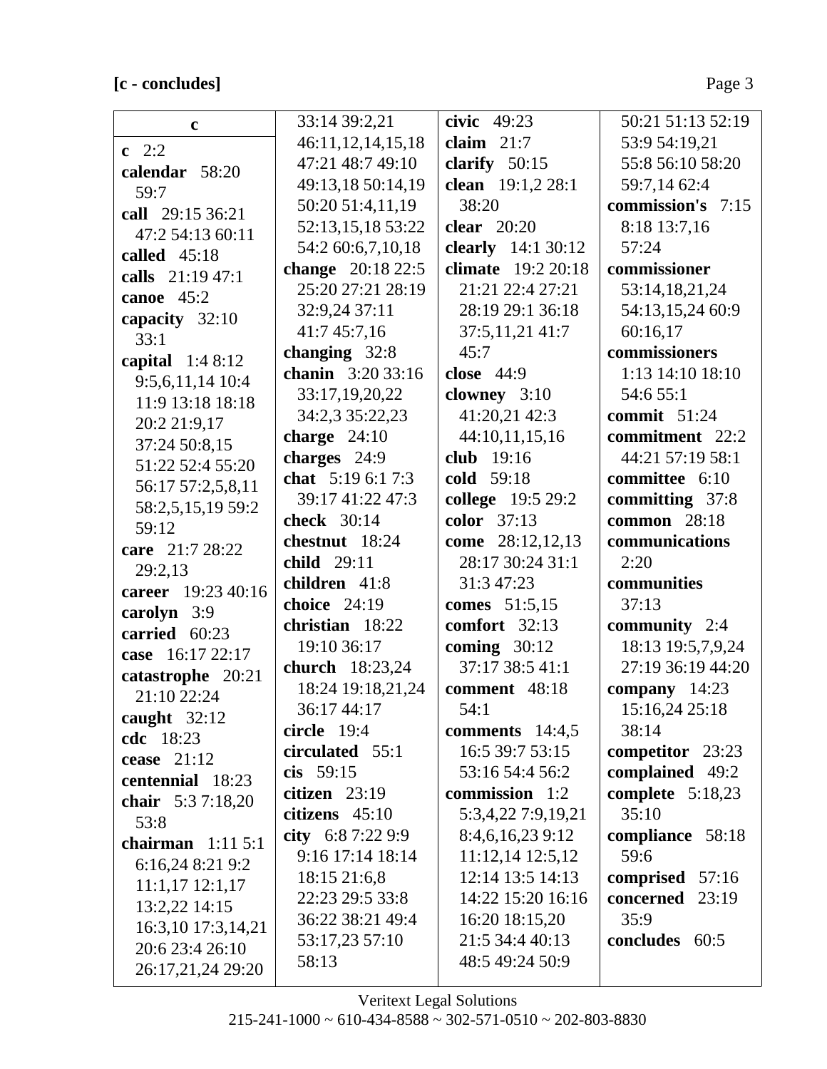**c**

**c** 2:2
**calendar** 58:20 59:7
**call** 29:15 36:21 47:2 54:13 60:11
**called** 45:18
**calls** 21:19 47:1
**canoe** 45:2
**capacity** 32:10 33:1
**capital** 1:4 8:12 9:5,6,11,14 10:4 11:9 13:18 18:18 20:2 21:9,17 37:24 50:8,15 51:22 52:4 55:20 56:17 57:2,5,8,11 58:2,5,15,19 59:2 59:12
**care** 21:7 28:22 29:2,13
**career** 19:23 40:16
**carolyn** 3:9
**carried** 60:23
**case** 16:17 22:17
**catastrophe** 20:21 21:10 22:24
**caught** 32:12
**cdc** 18:23
**cease** 21:12
**centennial** 18:23
**chair** 5:3 7:18,20 53:8
**chairman** 1:11 5:1 6:16,24 8:21 9:2 11:1,17 12:1,17 13:2,22 14:15 16:3,10 17:3,14,21 20:6 23:4 26:10 26:17,21,24 29:20 33:14 39:2,21 46:11,12,14,15,18 47:21 48:7 49:10 49:13,18 50:14,19 50:20 51:4,11,19 52:13,15,18 53:22 54:2 60:6,7,10,18
**change** 20:18 22:5 25:20 27:21 28:19 32:9,24 37:11 41:7 45:7,16
**changing** 32:8
**chanin** 3:20 33:16 33:17,19,20,22 34:2,3 35:22,23
**charge** 24:10
**charges** 24:9
**chat** 5:19 6:1 7:3 39:17 41:22 47:3
**check** 30:14
**chestnut** 18:24
**child** 29:11
**children** 41:8
**choice** 24:19
**christian** 18:22 19:10 36:17
**church** 18:23,24 18:24 19:18,21,24 36:17 44:17
**circle** 19:4
**circulated** 55:1
**cis** 59:15
**citizen** 23:19
**citizens** 45:10
**city** 6:8 7:22 9:9 9:16 17:14 18:14 18:15 21:6,8 22:23 29:5 33:8 36:22 38:21 49:4 53:17,23 57:10 58:13
**civic** 49:23
**claim** 21:7
**clarify** 50:15
**clean** 19:1,2 28:1 38:20
**clear** 20:20
**clearly** 14:1 30:12
**climate** 19:2 20:18 21:21 22:4 27:21 28:19 29:1 36:18 37:5,11,21 41:7 45:7
**close** 44:9
**clowney** 3:10 41:20,21 42:3 44:10,11,15,16
**club** 19:16
**cold** 59:18
**college** 19:5 29:2
**color** 37:13
**come** 28:12,12,13 28:17 30:24 31:1 31:3 47:23
**comes** 51:5,15
**comfort** 32:13
**coming** 30:12 37:17 38:5 41:1
**comment** 48:18 54:1
**comments** 14:4,5 16:5 39:7 53:15 53:16 54:4 56:2
**commission** 1:2 5:3,4,22 7:9,19,21 8:4,6,16,23 9:12 11:12,14 12:5,12 12:14 13:5 14:13 14:22 15:20 16:16 16:20 18:15,20 21:5 34:4 40:13 48:5 49:24 50:9 50:21 51:13 52:19 53:9 54:19,21 55:8 56:10 58:20 59:7,14 62:4
**commission's** 7:15 8:18 13:7,16 57:24
**commissioner** 53:14,18,21,24 54:13,15,24 60:9 60:16,17
**commissioners** 1:13 14:10 18:10 54:6 55:1
**commit** 51:24
**commitment** 22:2 44:21 57:19 58:1
**committee** 6:10
**committing** 37:8
**common** 28:18
**communications** 2:20
**communities** 37:13
**community** 2:4 18:13 19:5,7,9,24 27:19 36:19 44:20
**company** 14:23 15:16,24 25:18 38:14
**competitor** 23:23
**complained** 49:2
**complete** 5:18,23 35:10
**compliance** 58:18 59:6
**comprised** 57:16
**concerned** 23:19 35:9
**concludes** 60:5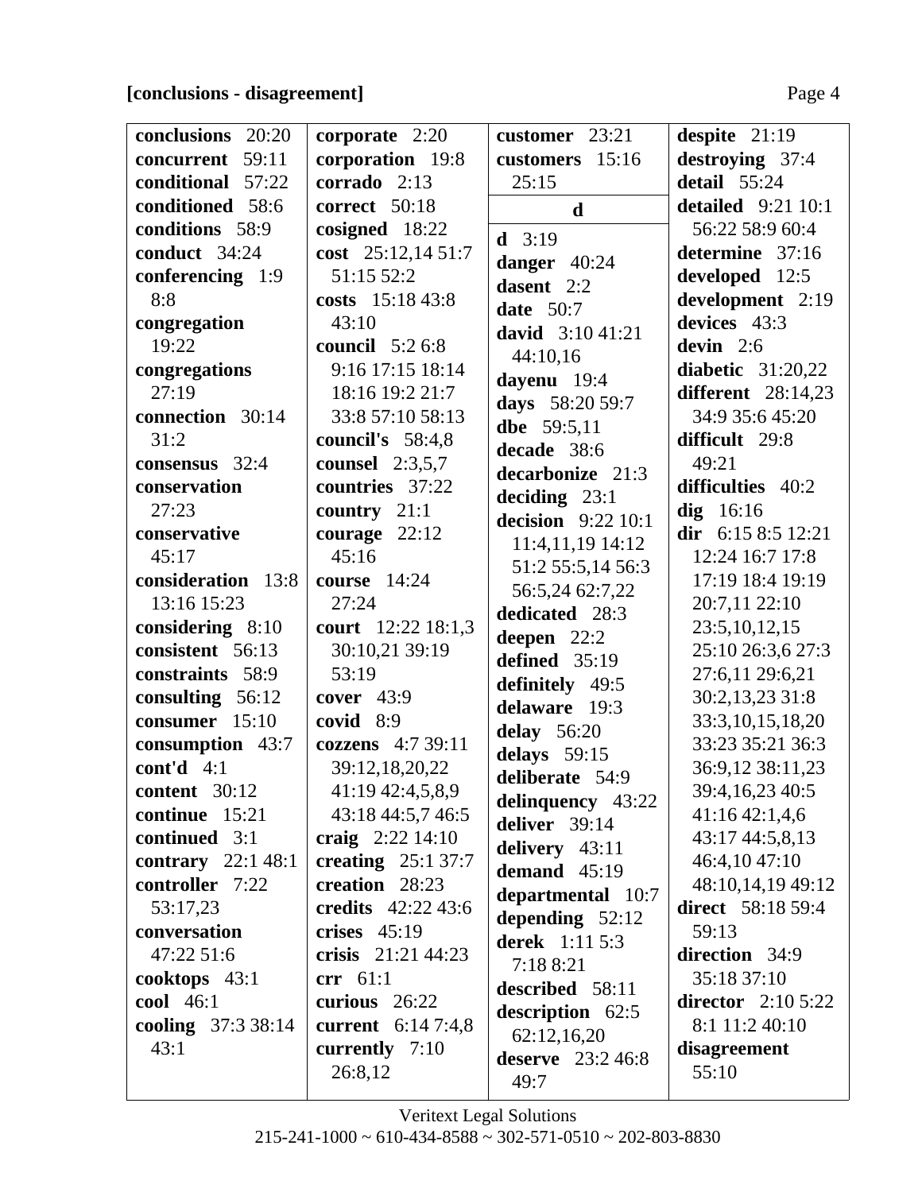**[conclusions - disagreement]**

**conclusions** 20:20
**concurrent** 59:11
**conditional** 57:22
**conditioned** 58:6
**conditions** 58:9
**conduct** 34:24
**conferencing** 1:9 8:8
**congregation** 19:22
**congregations** 27:19
**connection** 30:14 31:2
**consensus** 32:4
**conservation** 27:23
**conservative** 45:17
**consideration** 13:8 13:16 15:23
**considering** 8:10
**consistent** 56:13
**constraints** 58:9
**consulting** 56:12
**consumer** 15:10
**consumption** 43:7
**cont'd** 4:1
**content** 30:12
**continue** 15:21
**continued** 3:1
**contrary** 22:1 48:1
**controller** 7:22 53:17,23
**conversation** 47:22 51:6
**cooktops** 43:1
**cool** 46:1
**cooling** 37:3 38:14 43:1
**corporate** 2:20
**corporation** 19:8
**corrado** 2:13
**correct** 50:18
**cosigned** 18:22
**cost** 25:12,14 51:7 51:15 52:2
**costs** 15:18 43:8 43:10
**council** 5:2 6:8 9:16 17:15 18:14 18:16 19:2 21:7 33:8 57:10 58:13
**council's** 58:4,8
**counsel** 2:3,5,7
**countries** 37:22
**country** 21:1
**courage** 22:12 45:16
**course** 14:24 27:24
**court** 12:22 18:1,3 30:10,21 39:19 53:19
**cover** 43:9
**covid** 8:9
**cozzens** 4:7 39:11 39:12,18,20,22 41:19 42:4,5,8,9 43:18 44:5,7 46:5
**craig** 2:22 14:10
**creating** 25:1 37:7
**creation** 28:23
**credits** 42:22 43:6
**crises** 45:19
**crisis** 21:21 44:23
**crr** 61:1
**curious** 26:22
**current** 6:14 7:4,8
**currently** 7:10 26:8,12
**customer** 23:21
**customers** 15:16 25:15

**d**

**d** 3:19
**danger** 40:24
**dasent** 2:2
**date** 50:7
**david** 3:10 41:21 44:10,16
**dayenu** 19:4
**days** 58:20 59:7
**dbe** 59:5,11
**decade** 38:6
**decarbonize** 21:3
**deciding** 23:1
**decision** 9:22 10:1 11:4,11,19 14:12 51:2 55:5,14 56:3 56:5,24 62:7,22
**dedicated** 28:3
**deepen** 22:2
**defined** 35:19
**definitely** 49:5
**delaware** 19:3
**delay** 56:20
**delays** 59:15
**deliberate** 54:9
**delinquency** 43:22
**deliver** 39:14
**delivery** 43:11
**demand** 45:19
**departmental** 10:7
**depending** 52:12
**derek** 1:11 5:3 7:18 8:21
**described** 58:11
**description** 62:5 62:12,16,20
**deserve** 23:2 46:8 49:7
**despite** 21:19
**destroying** 37:4
**detail** 55:24
**detailed** 9:21 10:1 56:22 58:9 60:4
**determine** 37:16
**developed** 12:5
**development** 2:19
**devices** 43:3
**devin** 2:6
**diabetic** 31:20,22
**different** 28:14,23 34:9 35:6 45:20
**difficult** 29:8 49:21
**difficulties** 40:2
**dig** 16:16
**dir** 6:15 8:5 12:21 12:24 16:7 17:8 17:19 18:4 19:19 20:7,11 22:10 23:5,10,12,15 25:10 26:3,6 27:3 27:6,11 29:6,21 30:2,13,23 31:8 33:3,10,15,18,20 33:23 35:21 36:3 36:9,12 38:11,23 39:4,16,23 40:5 41:16 42:1,4,6 43:17 44:5,8,13 46:4,10 47:10 48:10,14,19 49:12
**direct** 58:18 59:4 59:13
**direction** 34:9 35:18 37:10
**director** 2:10 5:22 8:1 11:2 40:10
**disagreement** 55:10

Veritext Legal Solutions
215-241-1000 ~ 610-434-8588 ~ 302-571-0510 ~ 202-803-8830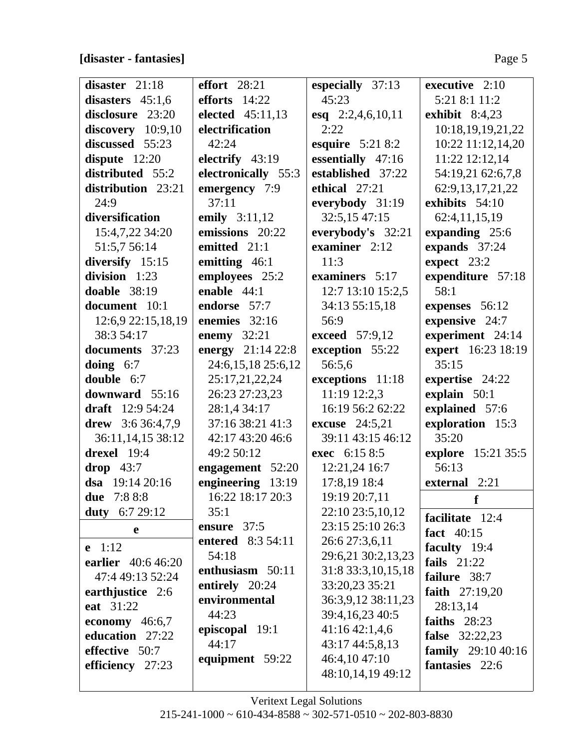**[disaster - fantasies]**

**disaster** 21:18
**disasters** 45:1,6
**disclosure** 23:20
**discovery** 10:9,10
**discussed** 55:23
**dispute** 12:20
**distributed** 55:2
**distribution** 23:21 24:9
**diversification** 15:4,7,22 34:20 51:5,7 56:14
**diversify** 15:15
**division** 1:23
**doable** 38:19
**document** 10:1 12:6,9 22:15,18,19 38:3 54:17
**documents** 37:23
**doing** 6:7
**double** 6:7
**downward** 55:16
**draft** 12:9 54:24
**drew** 3:6 36:4,7,9 36:11,14,15 38:12
**drexel** 19:4
**drop** 43:7
**dsa** 19:14 20:16
**due** 7:8 8:8
**duty** 6:7 29:12

**e**

**e** 1:12
**earlier** 40:6 46:20 47:4 49:13 52:24
**earthjustice** 2:6
**eat** 31:22
**economy** 46:6,7
**education** 27:22
**effective** 50:7
**efficiency** 27:23
**effort** 28:21
**efforts** 14:22
**elected** 45:11,13
**electrification** 42:24
**electrify** 43:19
**electronically** 55:3
**emergency** 7:9 37:11
**emily** 3:11,12
**emissions** 20:22
**emitted** 21:1
**emitting** 46:1
**employees** 25:2
**enable** 44:1
**endorse** 57:7
**enemies** 32:16
**enemy** 32:21
**energy** 21:14 22:8 24:6,15,18 25:6,12 25:17,21,22,24 26:23 27:23,23 28:1,4 34:17 37:16 38:21 41:3 42:17 43:20 46:6 49:2 50:12
**engagement** 52:20
**engineering** 13:19 16:22 18:17 20:3 35:1
**ensure** 37:5
**entered** 8:3 54:11 54:18
**enthusiasm** 50:11
**entirely** 20:24
**environmental** 44:23
**episcopal** 19:1 44:17
**equipment** 59:22
**especially** 37:13 45:23
**esq** 2:2,4,6,10,11 2:22
**esquire** 5:21 8:2
**essentially** 47:16
**established** 37:22
**ethical** 27:21
**everybody** 31:19 32:5,15 47:15
**everybody's** 32:21
**examiner** 2:12 11:3
**examiners** 5:17 12:7 13:10 15:2,5 34:13 55:15,18 56:9
**exceed** 57:9,12
**exception** 55:22 56:5,6
**exceptions** 11:18 11:19 12:2,3 16:19 56:2 62:22
**excuse** 24:5,21 39:11 43:15 46:12
**exec** 6:15 8:5 12:21,24 16:7 17:8,19 18:4 19:19 20:7,11 22:10 23:5,10,12 23:15 25:10 26:3 26:6 27:3,6,11 29:6,21 30:2,13,23 31:8 33:3,10,15,18 33:20,23 35:21 36:3,9,12 38:11,23 39:4,16,23 40:5 41:16 42:1,4,6 43:17 44:5,8,13 46:4,10 47:10 48:10,14,19 49:12
**executive** 2:10 5:21 8:1 11:2
**exhibit** 8:4,23 10:18,19,19,21,22 10:22 11:12,14,20 11:22 12:12,14 54:19,21 62:6,7,8 62:9,13,17,21,22
**exhibits** 54:10 62:4,11,15,19
**expanding** 25:6
**expands** 37:24
**expect** 23:2
**expenditure** 57:18 58:1
**expenses** 56:12
**expensive** 24:7
**experiment** 24:14
**expert** 16:23 18:19 35:15
**expertise** 24:22
**explain** 50:1
**explained** 57:6
**exploration** 15:3 35:20
**explore** 15:21 35:5 56:13
**external** 2:21

**f**

**facilitate** 12:4
**fact** 40:15
**faculty** 19:4
**fails** 21:22
**failure** 38:7
**faith** 27:19,20 28:13,14
**faiths** 28:23
**false** 32:22,23
**family** 29:10 40:16
**fantasies** 22:6

Veritext Legal Solutions
215-241-1000 ~ 610-434-8588 ~ 302-571-0510 ~ 202-803-8830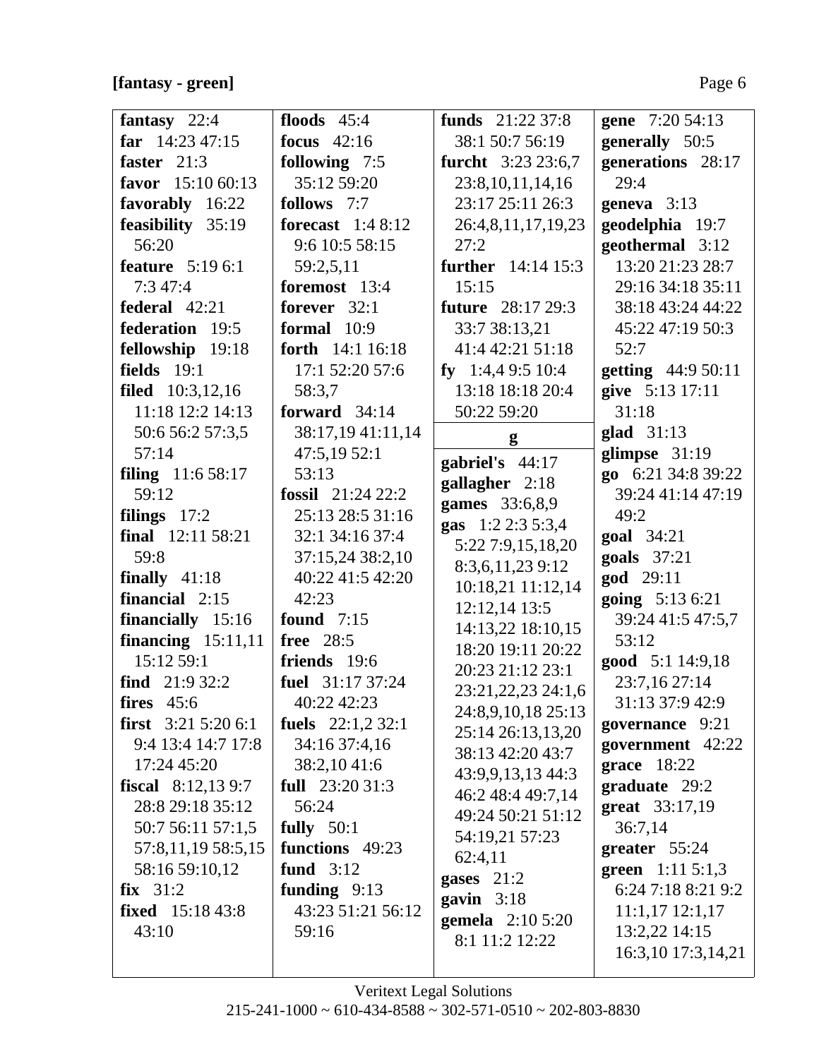**[fantasy - green]**

**fantasy** 22:4
**far** 14:23 47:15
**faster** 21:3
**favor** 15:10 60:13
**favorably** 16:22
**feasibility** 35:19 56:20
**feature** 5:19 6:1 7:3 47:4
**federal** 42:21
**federation** 19:5
**fellowship** 19:18
**fields** 19:1
**filed** 10:3,12,16 11:18 12:2 14:13 50:6 56:2 57:3,5 57:14
**filing** 11:6 58:17 59:12
**filings** 17:2
**final** 12:11 58:21 59:8
**finally** 41:18
**financial** 2:15
**financially** 15:16
**financing** 15:11,11 15:12 59:1
**find** 21:9 32:2
**fires** 45:6
**first** 3:21 5:20 6:1 9:4 13:4 14:7 17:8 17:24 45:20
**fiscal** 8:12,13 9:7 28:8 29:18 35:12 50:7 56:11 57:1,5 57:8,11,19 58:5,15 58:16 59:10,12
**fix** 31:2
**fixed** 15:18 43:8 43:10
**floods** 45:4
**focus** 42:16
**following** 7:5 35:12 59:20
**follows** 7:7
**forecast** 1:4 8:12 9:6 10:5 58:15 59:2,5,11
**foremost** 13:4
**forever** 32:1
**formal** 10:9
**forth** 14:1 16:18 17:1 52:20 57:6 58:3,7
**forward** 34:14 38:17,19 41:11,14 47:5,19 52:1 53:13
**fossil** 21:24 22:2 25:13 28:5 31:16 32:1 34:16 37:4 37:15,24 38:2,10 40:22 41:5 42:20 42:23
**found** 7:15
**free** 28:5
**friends** 19:6
**fuel** 31:17 37:24 40:22 42:23
**fuels** 22:1,2 32:1 34:16 37:4,16 38:2,10 41:6
**full** 23:20 31:3 56:24
**fully** 50:1
**functions** 49:23
**fund** 3:12
**funding** 9:13 43:23 51:21 56:12 59:16
**funds** 21:22 37:8 38:1 50:7 56:19
**furcht** 3:23 23:6,7 23:8,10,11,14,16 23:17 25:11 26:3 26:4,8,11,17,19,23 27:2
**further** 14:14 15:3 15:15
**future** 28:17 29:3 33:7 38:13,21 41:4 42:21 51:18
**fy** 1:4,4 9:5 10:4 13:18 18:18 20:4 50:22 59:20

**g**

**gabriel's** 44:17
**gallagher** 2:18
**games** 33:6,8,9
**gas** 1:2 2:3 5:3,4 5:22 7:9,15,18,20 8:3,6,11,23 9:12 10:18,21 11:12,14 12:12,14 13:5 14:13,22 18:10,15 18:20 19:11 20:22 20:23 21:12 23:1 23:21,22,23 24:1,6 24:8,9,10,18 25:13 25:14 26:13,13,20 38:13 42:20 43:7 43:9,9,13,13 44:3 46:2 48:4 49:7,14 49:24 50:21 51:12 54:19,21 57:23 62:4,11
**gases** 21:2
**gavin** 3:18
**gemela** 2:10 5:20 8:1 11:2 12:22
**gene** 7:20 54:13
**generally** 50:5
**generations** 28:17 29:4
**geneva** 3:13
**geodelphia** 19:7
**geothermal** 3:12 13:20 21:23 28:7 29:16 34:18 35:11 38:18 43:24 44:22 45:22 47:19 50:3 52:7
**getting** 44:9 50:11
**give** 5:13 17:11 31:18
**glad** 31:13
**glimpse** 31:19
**go** 6:21 34:8 39:22 39:24 41:14 47:19 49:2
**goal** 34:21
**goals** 37:21
**god** 29:11
**going** 5:13 6:21 39:24 41:5 47:5,7 53:12
**good** 5:1 14:9,18 23:7,16 27:14 31:13 37:9 42:9
**governance** 9:21
**government** 42:22
**grace** 18:22
**graduate** 29:2
**great** 33:17,19 36:7,14
**greater** 55:24
**green** 1:11 5:1,3 6:24 7:18 8:21 9:2 11:1,17 12:1,17 13:2,22 14:15 16:3,10 17:3,14,21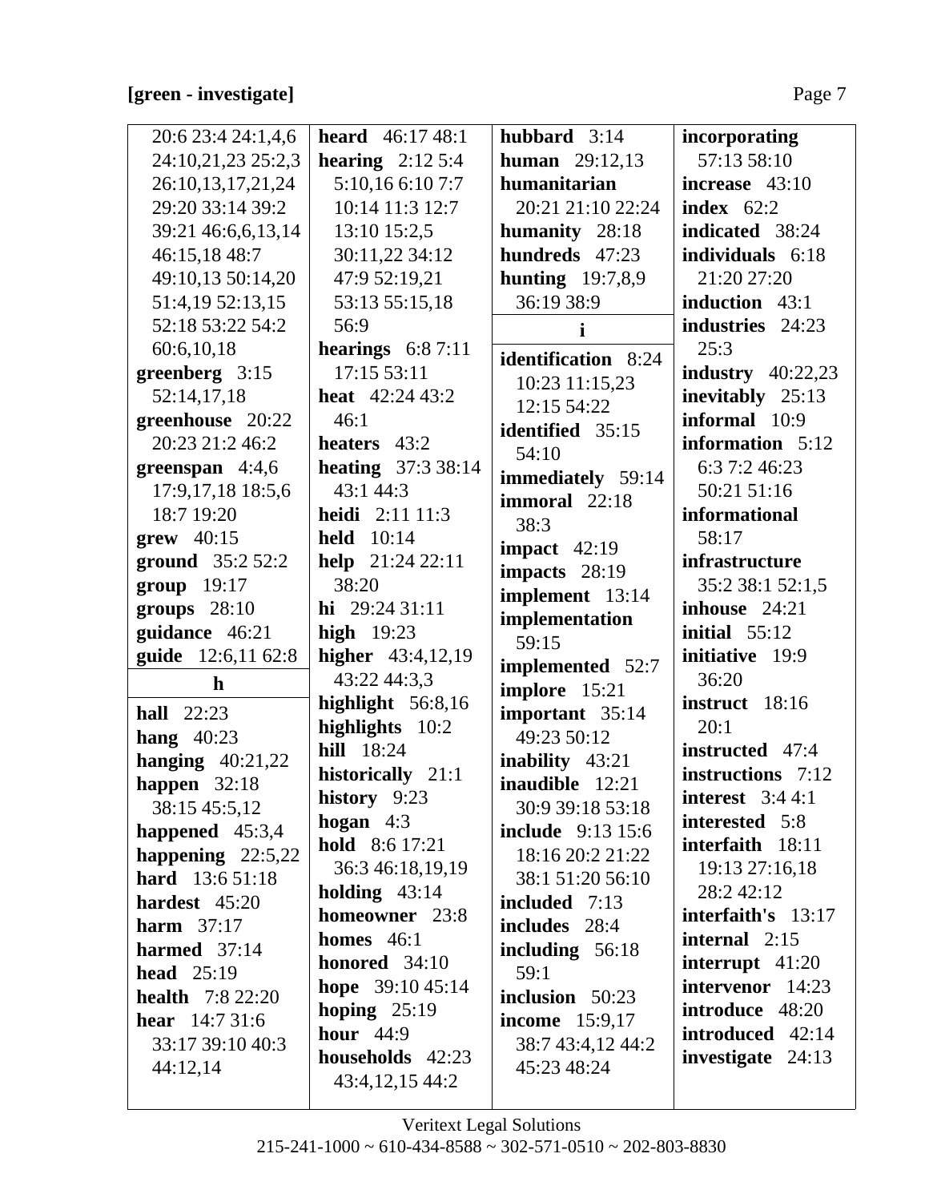**[green - investigate]**

20:6 23:4 24:1,4,6 24:10,21,23 25:2,3 26:10,13,17,21,24 29:20 33:14 39:2 39:21 46:6,6,13,14 46:15,18 48:7 49:10,13 50:14,20 51:4,19 52:13,15 52:18 53:22 54:2 60:6,10,18

**greenberg** 3:15 52:14,17,18

**greenhouse** 20:22 20:23 21:2 46:2

**greenspan** 4:4,6 17:9,17,18 18:5,6 18:7 19:20

**grew** 40:15

**ground** 35:2 52:2

**group** 19:17

**groups** 28:10

**guidance** 46:21

**guide** 12:6,11 62:8

**h**

**hall** 22:23

**hang** 40:23

**hanging** 40:21,22

**happen** 32:18 38:15 45:5,12

**happened** 45:3,4

**happening** 22:5,22

**hard** 13:6 51:18

**hardest** 45:20

**harm** 37:17

**harmed** 37:14

**head** 25:19

**health** 7:8 22:20

**hear** 14:7 31:6 33:17 39:10 40:3 44:12,14

**heard** 46:17 48:1

**hearing** 2:12 5:4 5:10,16 6:10 7:7 10:14 11:3 12:7 13:10 15:2,5 30:11,22 34:12 47:9 52:19,21 53:13 55:15,18 56:9

**hearings** 6:8 7:11 17:15 53:11

**heat** 42:24 43:2 46:1

**heaters** 43:2

**heating** 37:3 38:14 43:1 44:3

**heidi** 2:11 11:3

**held** 10:14

**help** 21:24 22:11 38:20

**hi** 29:24 31:11

**high** 19:23

**higher** 43:4,12,19 43:22 44:3,3

**highlight** 56:8,16

**highlights** 10:2

**hill** 18:24

**historically** 21:1

**history** 9:23

**hogan** 4:3

**hold** 8:6 17:21 36:3 46:18,19,19

**holding** 43:14

**homeowner** 23:8

**homes** 46:1

**honored** 34:10

**hope** 39:10 45:14

**hoping** 25:19

**hour** 44:9

**households** 42:23 43:4,12,15 44:2

**hubbard** 3:14

**human** 29:12,13

**humanitarian** 20:21 21:10 22:24

**humanity** 28:18

**hundreds** 47:23

**hunting** 19:7,8,9 36:19 38:9

**i**

**identification** 8:24 10:23 11:15,23 12:15 54:22

**identified** 35:15 54:10

**immediately** 59:14

**immoral** 22:18 38:3

**impact** 42:19

**impacts** 28:19

**implement** 13:14

**implementation** 59:15

**implemented** 52:7

**implore** 15:21

**important** 35:14 49:23 50:12

**inability** 43:21

**inaudible** 12:21 30:9 39:18 53:18

**include** 9:13 15:6 18:16 20:2 21:22 38:1 51:20 56:10

**included** 7:13

**includes** 28:4

**including** 56:18 59:1

**inclusion** 50:23

**income** 15:9,17 38:7 43:4,12 44:2 45:23 48:24

**incorporating** 57:13 58:10

**increase** 43:10

**index** 62:2

**indicated** 38:24

**individuals** 6:18 21:20 27:20

**induction** 43:1

**industries** 24:23 25:3

**industry** 40:22,23

**inevitably** 25:13

**informal** 10:9

**information** 5:12 6:3 7:2 46:23 50:21 51:16

**informational** 58:17

**infrastructure** 35:2 38:1 52:1,5

**inhouse** 24:21

**initial** 55:12

**initiative** 19:9 36:20

**instruct** 18:16 20:1

**instructed** 47:4

**instructions** 7:12

**interest** 3:4 4:1

**interested** 5:8

**interfaith** 18:11 19:13 27:16,18 28:2 42:12

**interfaith's** 13:17

**internal** 2:15

**interrupt** 41:20

**intervenor** 14:23

**introduce** 48:20

**introduced** 42:14

**investigate** 24:13

Veritext Legal Solutions
215-241-1000 ~ 610-434-8588 ~ 302-571-0510 ~ 202-803-8830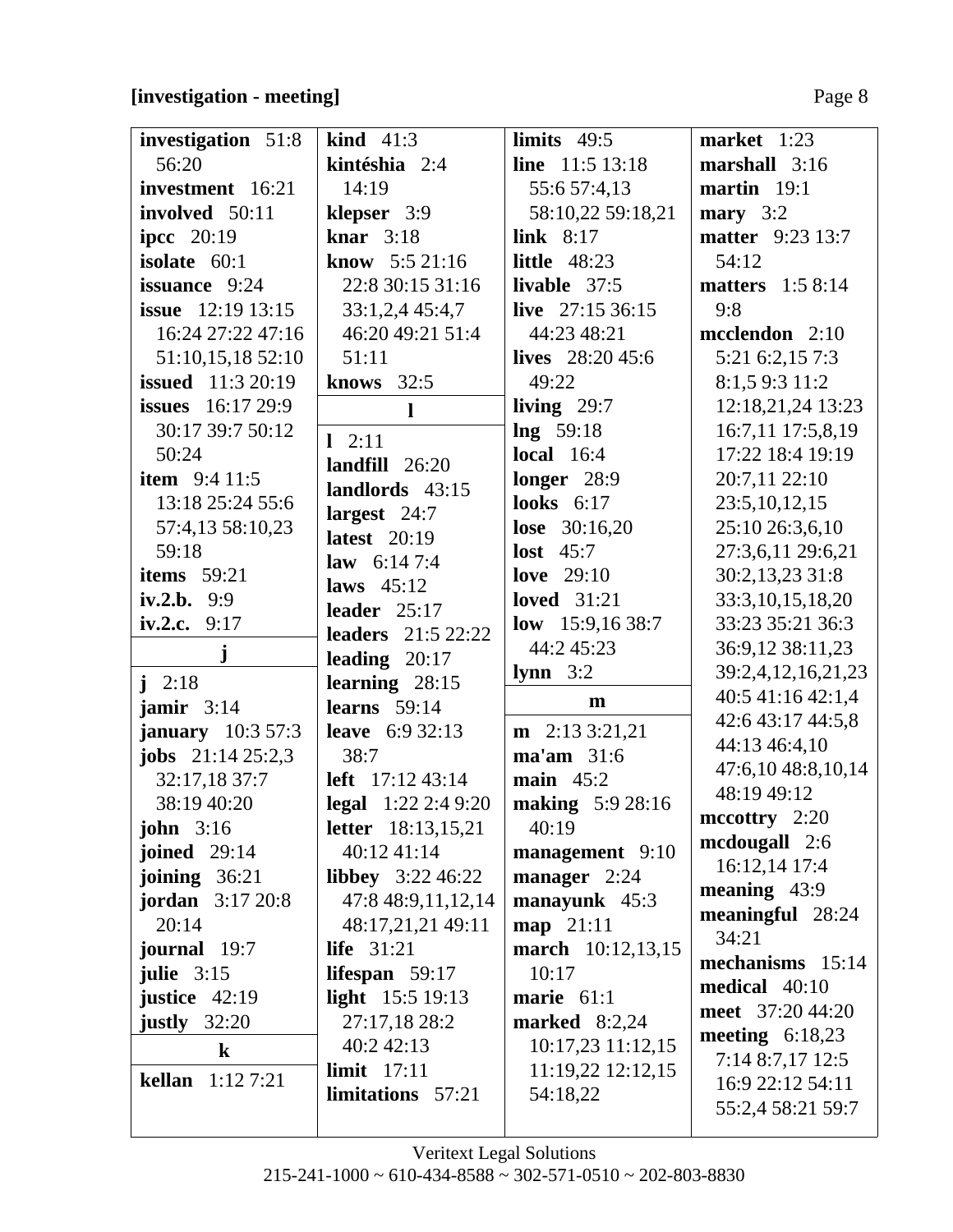**[investigation - meeting]**

**investigation** 51:8 56:20
**investment** 16:21
**involved** 50:11
**ipcc** 20:19
**isolate** 60:1
**issuance** 9:24
**issue** 12:19 13:15 16:24 27:22 47:16 51:10,15,18 52:10
**issued** 11:3 20:19
**issues** 16:17 29:9 30:17 39:7 50:12 50:24
**item** 9:4 11:5 13:18 25:24 55:6 57:4,13 58:10,23 59:18
**items** 59:21
**iv.2.b.** 9:9
**iv.2.c.** 9:17

**j**

**j** 2:18
**jamir** 3:14
**january** 10:3 57:3
**jobs** 21:14 25:2,3 32:17,18 37:7 38:19 40:20
**john** 3:16
**joined** 29:14
**joining** 36:21
**jordan** 3:17 20:8 20:14
**journal** 19:7
**julie** 3:15
**justice** 42:19
**justly** 32:20

**k**

**kellan** 1:12 7:21
**kind** 41:3
**kintéshia** 2:4 14:19
**klepser** 3:9
**knar** 3:18
**know** 5:5 21:16 22:8 30:15 31:16 33:1,2,4 45:4,7 46:20 49:21 51:4 51:11
**knows** 32:5

**l**

**l** 2:11
**landfill** 26:20
**landlords** 43:15
**largest** 24:7
**latest** 20:19
**law** 6:14 7:4
**laws** 45:12
**leader** 25:17
**leaders** 21:5 22:22
**leading** 20:17
**learning** 28:15
**learns** 59:14
**leave** 6:9 32:13 38:7
**left** 17:12 43:14
**legal** 1:22 2:4 9:20
**letter** 18:13,15,21 40:12 41:14
**libbey** 3:22 46:22 47:8 48:9,11,12,14 48:17,21,21 49:11
**life** 31:21
**lifespan** 59:17
**light** 15:5 19:13 27:17,18 28:2 40:2 42:13
**limit** 17:11
**limitations** 57:21
**limits** 49:5
**line** 11:5 13:18 55:6 57:4,13 58:10,22 59:18,21
**link** 8:17
**little** 48:23
**livable** 37:5
**live** 27:15 36:15 44:23 48:21
**lives** 28:20 45:6 49:22
**living** 29:7
**lng** 59:18
**local** 16:4
**longer** 28:9
**looks** 6:17
**lose** 30:16,20
**lost** 45:7
**love** 29:10
**loved** 31:21
**low** 15:9,16 38:7 44:2 45:23
**lynn** 3:2

**m**

**m** 2:13 3:21,21
**ma'am** 31:6
**main** 45:2
**making** 5:9 28:16 40:19
**management** 9:10
**manager** 2:24
**manayunk** 45:3
**map** 21:11
**march** 10:12,13,15 10:17
**marie** 61:1
**marked** 8:2,24 10:17,23 11:12,15 11:19,22 12:12,15 54:18,22
**market** 1:23
**marshall** 3:16
**martin** 19:1
**mary** 3:2
**matter** 9:23 13:7 54:12
**matters** 1:5 8:14 9:8
**mcclendon** 2:10 5:21 6:2,15 7:3 8:1,5 9:3 11:2 12:18,21,24 13:23 16:7,11 17:5,8,19 17:22 18:4 19:19 20:7,11 22:10 23:5,10,12,15 25:10 26:3,6,10 27:3,6,11 29:6,21 30:2,13,23 31:8 33:3,10,15,18,20 33:23 35:21 36:3 36:9,12 38:11,23 39:2,4,12,16,21,23 40:5 41:16 42:1,4 42:6 43:17 44:5,8 44:13 46:4,10 47:6,10 48:8,10,14 48:19 49:12
**mccottry** 2:20
**mcdougall** 2:6 16:12,14 17:4
**meaning** 43:9
**meaningful** 28:24 34:21
**mechanisms** 15:14
**medical** 40:10
**meet** 37:20 44:20
**meeting** 6:18,23 7:14 8:7,17 12:5 16:9 22:12 54:11 55:2,4 58:21 59:7

Veritext Legal Solutions
215-241-1000 ~ 610-434-8588 ~ 302-571-0510 ~ 202-803-8830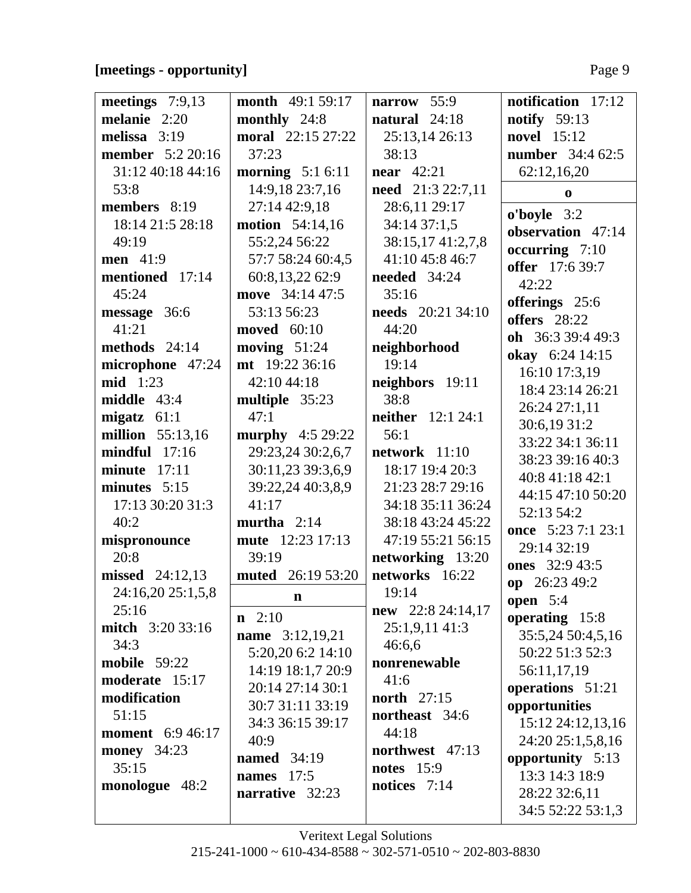**[meetings - opportunity]**

**meetings** 7:9,13
**melanie** 2:20
**melissa** 3:19
**member** 5:2 20:16 31:12 40:18 44:16 53:8
**members** 8:19 18:14 21:5 28:18 49:19
**men** 41:9
**mentioned** 17:14 45:24
**message** 36:6 41:21
**methods** 24:14
**microphone** 47:24
**mid** 1:23
**middle** 43:4
**migatz** 61:1
**million** 55:13,16
**mindful** 17:16
**minute** 17:11
**minutes** 5:15 17:13 30:20 31:3 40:2
**mispronounce** 20:8
**missed** 24:12,13 24:16,20 25:1,5,8 25:16
**mitch** 3:20 33:16 34:3
**mobile** 59:22
**moderate** 15:17
**modification** 51:15
**moment** 6:9 46:17
**money** 34:23 35:15
**monologue** 48:2
**month** 49:1 59:17
**monthly** 24:8
**moral** 22:15 27:22 37:23
**morning** 5:1 6:11 14:9,18 23:7,16 27:14 42:9,18
**motion** 54:14,16 55:2,24 56:22 57:7 58:24 60:4,5 60:8,13,22 62:9
**move** 34:14 47:5 53:13 56:23
**moved** 60:10
**moving** 51:24
**mt** 19:22 36:16 42:10 44:18
**multiple** 35:23 47:1
**murphy** 4:5 29:22 29:23,24 30:2,6,7 30:11,23 39:3,6,9 39:22,24 40:3,8,9 41:17
**murtha** 2:14
**mute** 12:23 17:13 39:19
**muted** 26:19 53:20

**n**

**n** 2:10
**name** 3:12,19,21 5:20,20 6:2 14:10 14:19 18:1,7 20:9 20:14 27:14 30:1 30:7 31:11 33:19 34:3 36:15 39:17 40:9
**named** 34:19
**names** 17:5
**narrative** 32:23
**narrow** 55:9
**natural** 24:18 25:13,14 26:13 38:13
**near** 42:21
**need** 21:3 22:7,11 28:6,11 29:17 34:14 37:1,5 38:15,17 41:2,7,8 41:10 45:8 46:7
**needed** 34:24 35:16
**needs** 20:21 34:10 44:20
**neighborhood** 19:14
**neighbors** 19:11 38:8
**neither** 12:1 24:1 56:1
**network** 11:10 18:17 19:4 20:3 21:23 28:7 29:16 34:18 35:11 36:24 38:18 43:24 45:22 47:19 55:21 56:15
**networking** 13:20
**networks** 16:22 19:14
**new** 22:8 24:14,17 25:1,9,11 41:3 46:6,6
**nonrenewable** 41:6
**north** 27:15
**northeast** 34:6 44:18
**northwest** 47:13
**notes** 15:9
**notices** 7:14
**notification** 17:12
**notify** 59:13
**novel** 15:12
**number** 34:4 62:5 62:12,16,20

**o**

**o'boyle** 3:2
**observation** 47:14
**occurring** 7:10
**offer** 17:6 39:7 42:22
**offerings** 25:6
**offers** 28:22
**oh** 36:3 39:4 49:3
**okay** 6:24 14:15 16:10 17:3,19 18:4 23:14 26:21 26:24 27:1,11 30:6,19 31:2 33:22 34:1 36:11 38:23 39:16 40:3 40:8 41:18 42:1 44:15 47:10 50:20 52:13 54:2
**once** 5:23 7:1 23:1 29:14 32:19
**ones** 32:9 43:5
**op** 26:23 49:2
**open** 5:4
**operating** 15:8 35:5,24 50:4,5,16 50:22 51:3 52:3 56:11,17,19
**operations** 51:21
**opportunities** 15:12 24:12,13,16 24:20 25:1,5,8,16
**opportunity** 5:13 13:3 14:3 18:9 28:22 32:6,11 34:5 52:22 53:1,3

Veritext Legal Solutions
215-241-1000 ~ 610-434-8588 ~ 302-571-0510 ~ 202-803-8830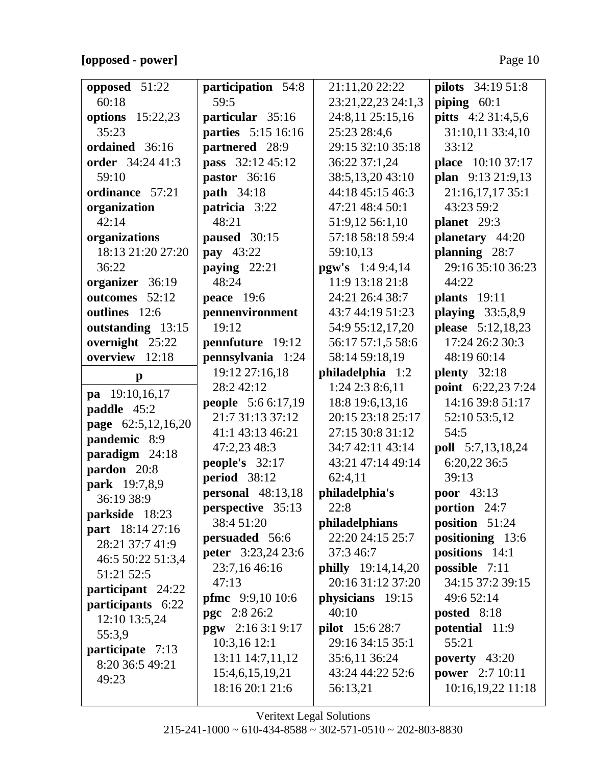**[opposed - power]**

**opposed** 51:22 60:18
**options** 15:22,23 35:23
**ordained** 36:16
**order** 34:24 41:3 59:10
**ordinance** 57:21
**organization** 42:14
**organizations** 18:13 21:20 27:20 36:22
**organizer** 36:19
**outcomes** 52:12
**outlines** 12:6
**outstanding** 13:15
**overnight** 25:22
**overview** 12:18

**p**

**pa** 19:10,16,17
**paddle** 45:2
**page** 62:5,12,16,20
**pandemic** 8:9
**paradigm** 24:18
**pardon** 20:8
**park** 19:7,8,9 36:19 38:9
**parkside** 18:23
**part** 18:14 27:16 28:21 37:7 41:9 46:5 50:22 51:3,4 51:21 52:5
**participant** 24:22
**participants** 6:22 12:10 13:5,24 55:3,9
**participate** 7:13 8:20 36:5 49:21 49:23
**participation** 54:8 59:5
**particular** 35:16
**parties** 5:15 16:16
**partnered** 28:9
**pass** 32:12 45:12
**pastor** 36:16
**path** 34:18
**patricia** 3:22 48:21
**paused** 30:15
**pay** 43:22
**paying** 22:21 48:24
**peace** 19:6
**pennenvironment** 19:12
**pennfuture** 19:12
**pennsylvania** 1:24 19:12 27:16,18 28:2 42:12
**people** 5:6 6:17,19 21:7 31:13 37:12 41:1 43:13 46:21 47:2,23 48:3
**people's** 32:17
**period** 38:12
**personal** 48:13,18
**perspective** 35:13 38:4 51:20
**persuaded** 56:6
**peter** 3:23,24 23:6 23:7,16 46:16 47:13
**pfmc** 9:9,10 10:6
**pgc** 2:8 26:2
**pgw** 2:16 3:1 9:17 10:3,16 12:1 13:11 14:7,11,12 15:4,6,15,19,21 18:16 20:1 21:6 21:11,20 22:22 23:21,22,23 24:1,3 24:8,11 25:15,16 25:23 28:4,6 29:15 32:10 35:18 36:22 37:1,24 38:5,13,20 43:10 44:18 45:15 46:3 47:21 48:4 50:1 51:9,12 56:1,10 57:18 58:18 59:4 59:10,13
**pgw's** 1:4 9:4,14 11:9 13:18 21:8 24:21 26:4 38:7 43:7 44:19 51:23 54:9 55:12,17,20 56:17 57:1,5 58:6 58:14 59:18,19
**philadelphia** 1:2 1:24 2:3 8:6,11 18:8 19:6,13,16 20:15 23:18 25:17 27:15 30:8 31:12 34:7 42:11 43:14 43:21 47:14 49:14 62:4,11
**philadelphia's** 22:8
**philadelphians** 22:20 24:15 25:7 37:3 46:7
**philly** 19:14,14,20 20:16 31:12 37:20
**physicians** 19:15 40:10
**pilot** 15:6 28:7 29:16 34:15 35:1 35:6,11 36:24 43:24 44:22 52:6 56:13,21
**pilots** 34:19 51:8
**piping** 60:1
**pitts** 4:2 31:4,5,6 31:10,11 33:4,10 33:12
**place** 10:10 37:17
**plan** 9:13 21:9,13 21:16,17,17 35:1 43:23 59:2
**planet** 29:3
**planetary** 44:20
**planning** 28:7 29:16 35:10 36:23 44:22
**plants** 19:11
**playing** 33:5,8,9
**please** 5:12,18,23 17:24 26:2 30:3 48:19 60:14
**plenty** 32:18
**point** 6:22,23 7:24 14:16 39:8 51:17 52:10 53:5,12 54:5
**poll** 5:7,13,18,24 6:20,22 36:5 39:13
**poor** 43:13
**portion** 24:7
**position** 51:24
**positioning** 13:6
**positions** 14:1
**possible** 7:11 34:15 37:2 39:15 49:6 52:14
**posted** 8:18
**potential** 11:9 55:21
**poverty** 43:20
**power** 2:7 10:11 10:16,19,22 11:18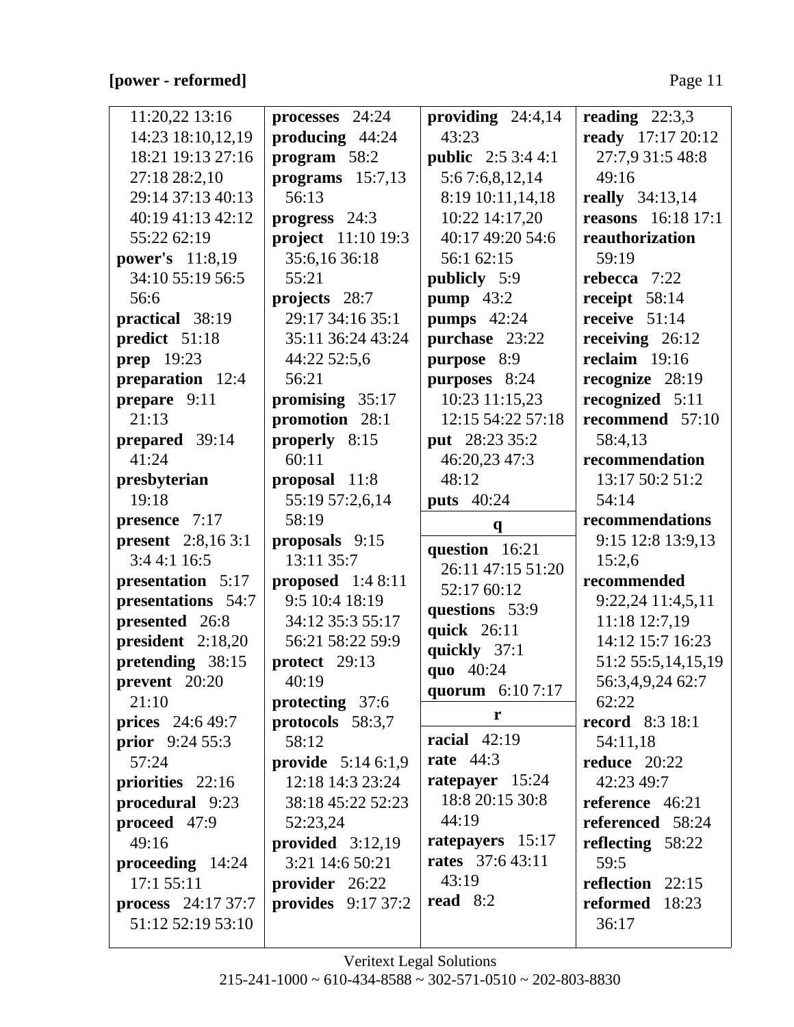**[power - reformed]**

11:20,22 13:16 14:23 18:10,12,19 18:21 19:13 27:16 27:18 28:2,10 29:14 37:13 40:13 40:19 41:13 42:12 55:22 62:19
**power's** 11:8,19 34:10 55:19 56:5 56:6
**practical** 38:19
**predict** 51:18
**prep** 19:23
**preparation** 12:4
**prepare** 9:11 21:13
**prepared** 39:14 41:24
**presbyterian** 19:18
**presence** 7:17
**present** 2:8,16 3:1 3:4 4:1 16:5
**presentation** 5:17
**presentations** 54:7
**presented** 26:8
**president** 2:18,20
**pretending** 38:15
**prevent** 20:20 21:10
**prices** 24:6 49:7
**prior** 9:24 55:3 57:24
**priorities** 22:16
**procedural** 9:23
**proceed** 47:9 49:16
**proceeding** 14:24 17:1 55:11
**process** 24:17 37:7 51:12 52:19 53:10
**processes** 24:24
**producing** 44:24
**program** 58:2
**programs** 15:7,13 56:13
**progress** 24:3
**project** 11:10 19:3 35:6,16 36:18 55:21
**projects** 28:7 29:17 34:16 35:1 35:11 36:24 43:24 44:22 52:5,6 56:21
**promising** 35:17
**promotion** 28:1
**properly** 8:15 60:11
**proposal** 11:8 55:19 57:2,6,14 58:19
**proposals** 9:15 13:11 35:7
**proposed** 1:4 8:11 9:5 10:4 18:19 34:12 35:3 55:17 56:21 58:22 59:9
**protect** 29:13 40:19
**protecting** 37:6
**protocols** 58:3,7 58:12
**provide** 5:14 6:1,9 12:18 14:3 23:24 38:18 45:22 52:23 52:23,24
**provided** 3:12,19 3:21 14:6 50:21
**provider** 26:22
**provides** 9:17 37:2
**providing** 24:4,14 43:23
**public** 2:5 3:4 4:1 5:6 7:6,8,12,14 8:19 10:11,14,18 10:22 14:17,20 40:17 49:20 54:6 56:1 62:15
**publicly** 5:9
**pump** 43:2
**pumps** 42:24
**purchase** 23:22
**purpose** 8:9
**purposes** 8:24 10:23 11:15,23 12:15 54:22 57:18
**put** 28:23 35:2 46:20,23 47:3 48:12
**puts** 40:24

**q**

**question** 16:21 26:11 47:15 51:20 52:17 60:12
**questions** 53:9
**quick** 26:11
**quickly** 37:1
**quo** 40:24
**quorum** 6:10 7:17

**r**

**racial** 42:19
**rate** 44:3
**ratepayer** 15:24 18:8 20:15 30:8 44:19
**ratepayers** 15:17
**rates** 37:6 43:11 43:19
**read** 8:2
**reading** 22:3,3
**ready** 17:17 20:12 27:7,9 31:5 48:8 49:16
**really** 34:13,14
**reasons** 16:18 17:1
**reauthorization** 59:19
**rebecca** 7:22
**receipt** 58:14
**receive** 51:14
**receiving** 26:12
**reclaim** 19:16
**recognize** 28:19
**recognized** 5:11
**recommend** 57:10 58:4,13
**recommendation** 13:17 50:2 51:2 54:14
**recommendations** 9:15 12:8 13:9,13 15:2,6
**recommended** 9:22,24 11:4,5,11 11:18 12:7,19 14:12 15:7 16:23 51:2 55:5,14,15,19 56:3,4,9,24 62:7 62:22
**record** 8:3 18:1 54:11,18
**reduce** 20:22 42:23 49:7
**reference** 46:21
**referenced** 58:24
**reflecting** 58:22 59:5
**reflection** 22:15
**reformed** 18:23 36:17

Veritext Legal Solutions
215-241-1000 ~ 610-434-8588 ~ 302-571-0510 ~ 202-803-8830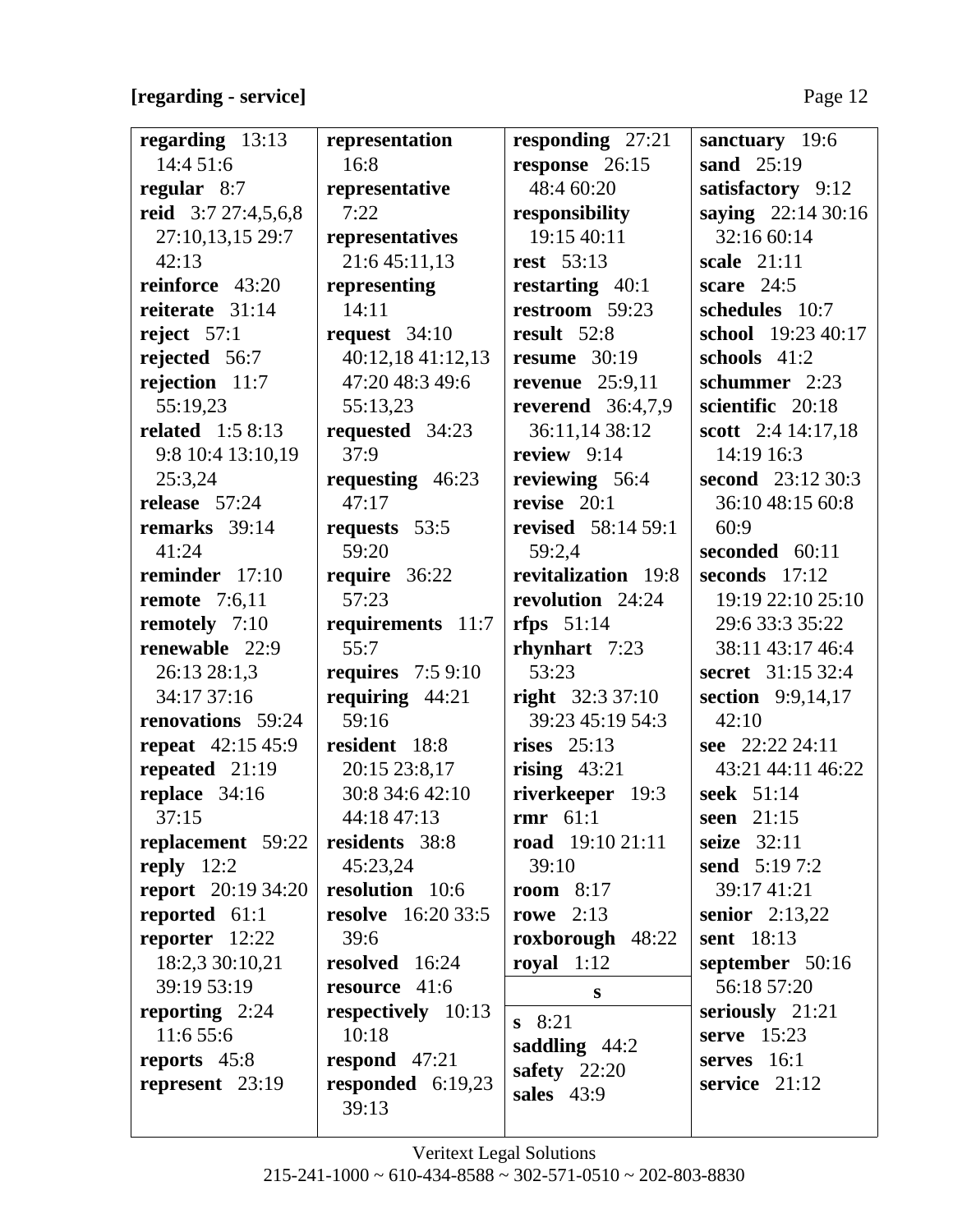**[regarding - service]**

**regarding** 13:13 14:4 51:6
**regular** 8:7
**reid** 3:7 27:4,5,6,8 27:10,13,15 29:7 42:13
**reinforce** 43:20
**reiterate** 31:14
**reject** 57:1
**rejected** 56:7
**rejection** 11:7 55:19,23
**related** 1:5 8:13 9:8 10:4 13:10,19 25:3,24
**release** 57:24
**remarks** 39:14 41:24
**reminder** 17:10
**remote** 7:6,11
**remotely** 7:10
**renewable** 22:9 26:13 28:1,3 34:17 37:16
**renovations** 59:24
**repeat** 42:15 45:9
**repeated** 21:19
**replace** 34:16 37:15
**replacement** 59:22
**reply** 12:2
**report** 20:19 34:20
**reported** 61:1
**reporter** 12:22 18:2,3 30:10,21 39:19 53:19
**reporting** 2:24 11:6 55:6
**reports** 45:8
**represent** 23:19
**representation** 16:8
**representative** 7:22
**representatives** 21:6 45:11,13
**representing** 14:11
**request** 34:10 40:12,18 41:12,13 47:20 48:3 49:6 55:13,23
**requested** 34:23 37:9
**requesting** 46:23 47:17
**requests** 53:5 59:20
**require** 36:22 57:23
**requirements** 11:7 55:7
**requires** 7:5 9:10
**requiring** 44:21 59:16
**resident** 18:8 20:15 23:8,17 30:8 34:6 42:10 44:18 47:13
**residents** 38:8 45:23,24
**resolution** 10:6
**resolve** 16:20 33:5 39:6
**resolved** 16:24
**resource** 41:6
**respectively** 10:13 10:18
**respond** 47:21
**responded** 6:19,23 39:13
**responding** 27:21
**response** 26:15 48:4 60:20
**responsibility** 19:15 40:11
**rest** 53:13
**restarting** 40:1
**restroom** 59:23
**result** 52:8
**resume** 30:19
**revenue** 25:9,11
**reverend** 36:4,7,9 36:11,14 38:12
**review** 9:14
**reviewing** 56:4
**revise** 20:1
**revised** 58:14 59:1 59:2,4
**revitalization** 19:8
**revolution** 24:24
**rfps** 51:14
**rhynhart** 7:23 53:23
**right** 32:3 37:10 39:23 45:19 54:3
**rises** 25:13
**rising** 43:21
**riverkeeper** 19:3
**rmr** 61:1
**road** 19:10 21:11 39:10
**room** 8:17
**rowe** 2:13
**roxborough** 48:22
**royal** 1:12

**s**

**s** 8:21
**saddling** 44:2
**safety** 22:20
**sales** 43:9
**sanctuary** 19:6
**sand** 25:19
**satisfactory** 9:12
**saying** 22:14 30:16 32:16 60:14
**scale** 21:11
**scare** 24:5
**schedules** 10:7
**school** 19:23 40:17
**schools** 41:2
**schummer** 2:23
**scientific** 20:18
**scott** 2:4 14:17,18 14:19 16:3
**second** 23:12 30:3 36:10 48:15 60:8 60:9
**seconded** 60:11
**seconds** 17:12 19:19 22:10 25:10 29:6 33:3 35:22 38:11 43:17 46:4
**secret** 31:15 32:4
**section** 9:9,14,17 42:10
**see** 22:22 24:11 43:21 44:11 46:22
**seek** 51:14
**seen** 21:15
**seize** 32:11
**send** 5:19 7:2 39:17 41:21
**senior** 2:13,22
**sent** 18:13
**september** 50:16 56:18 57:20
**seriously** 21:21
**serve** 15:23
**serves** 16:1
**service** 21:12

Veritext Legal Solutions
215-241-1000 ~ 610-434-8588 ~ 302-571-0510 ~ 202-803-8830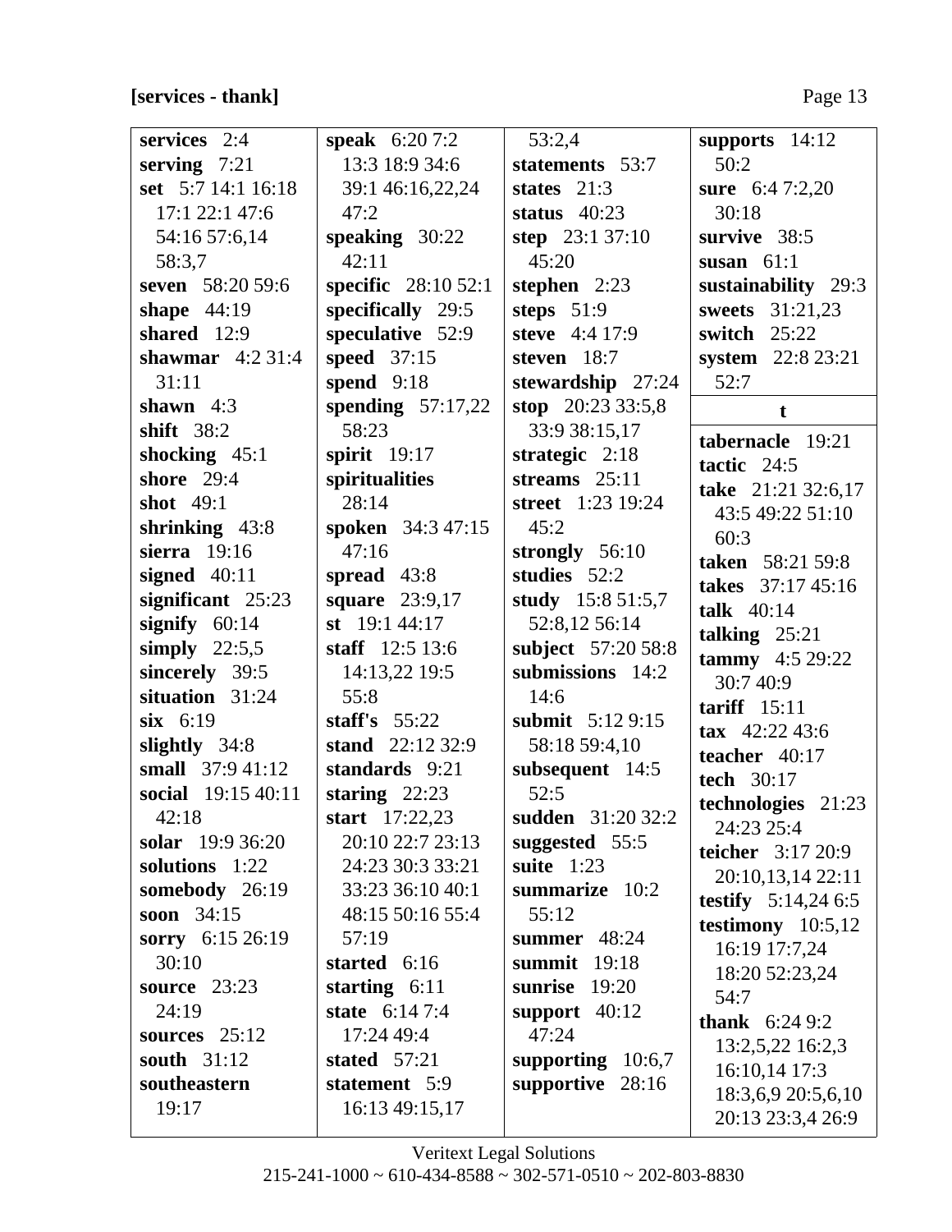**[services - thank]**

**services** 2:4
**serving** 7:21
**set** 5:7 14:1 16:18 17:1 22:1 47:6 54:16 57:6,14 58:3,7
**seven** 58:20 59:6
**shape** 44:19
**shared** 12:9
**shawmar** 4:2 31:4 31:11
**shawn** 4:3
**shift** 38:2
**shocking** 45:1
**shore** 29:4
**shot** 49:1
**shrinking** 43:8
**sierra** 19:16
**signed** 40:11
**significant** 25:23
**signify** 60:14
**simply** 22:5,5
**sincerely** 39:5
**situation** 31:24
**six** 6:19
**slightly** 34:8
**small** 37:9 41:12
**social** 19:15 40:11 42:18
**solar** 19:9 36:20
**solutions** 1:22
**somebody** 26:19
**soon** 34:15
**sorry** 6:15 26:19 30:10
**source** 23:23 24:19
**sources** 25:12
**south** 31:12
**southeastern** 19:17
**speak** 6:20 7:2 13:3 18:9 34:6 39:1 46:16,22,24 47:2
**speaking** 30:22 42:11
**specific** 28:10 52:1
**specifically** 29:5
**speculative** 52:9
**speed** 37:15
**spend** 9:18
**spending** 57:17,22 58:23
**spirit** 19:17
**spiritualities** 28:14
**spoken** 34:3 47:15 47:16
**spread** 43:8
**square** 23:9,17
**st** 19:1 44:17
**staff** 12:5 13:6 14:13,22 19:5 55:8
**staff's** 55:22
**stand** 22:12 32:9
**standards** 9:21
**staring** 22:23
**start** 17:22,23 20:10 22:7 23:13 24:23 30:3 33:21 33:23 36:10 40:1 48:15 50:16 55:4 57:19
**started** 6:16
**starting** 6:11
**state** 6:14 7:4 17:24 49:4
**stated** 57:21
**statement** 5:9 16:13 49:15,17 53:2,4
**statements** 53:7
**states** 21:3
**status** 40:23
**step** 23:1 37:10 45:20
**stephen** 2:23
**steps** 51:9
**steve** 4:4 17:9
**steven** 18:7
**stewardship** 27:24
**stop** 20:23 33:5,8 33:9 38:15,17
**strategic** 2:18
**streams** 25:11
**street** 1:23 19:24 45:2
**strongly** 56:10
**studies** 52:2
**study** 15:8 51:5,7 52:8,12 56:14
**subject** 57:20 58:8
**submissions** 14:2 14:6
**submit** 5:12 9:15 58:18 59:4,10
**subsequent** 14:5 52:5
**sudden** 31:20 32:2
**suggested** 55:5
**suite** 1:23
**summarize** 10:2 55:12
**summer** 48:24
**summit** 19:18
**sunrise** 19:20
**support** 40:12 47:24
**supporting** 10:6,7
**supportive** 28:16
**supports** 14:12 50:2
**sure** 6:4 7:2,20 30:18
**survive** 38:5
**susan** 61:1
**sustainability** 29:3
**sweets** 31:21,23
**switch** 25:22
**system** 22:8 23:21 52:7

**t**

**tabernacle** 19:21
**tactic** 24:5
**take** 21:21 32:6,17 43:5 49:22 51:10 60:3
**taken** 58:21 59:8
**takes** 37:17 45:16
**talk** 40:14
**talking** 25:21
**tammy** 4:5 29:22 30:7 40:9
**tariff** 15:11
**tax** 42:22 43:6
**teacher** 40:17
**tech** 30:17
**technologies** 21:23 24:23 25:4
**teicher** 3:17 20:9 20:10,13,14 22:11
**testify** 5:14,24 6:5
**testimony** 10:5,12 16:19 17:7,24 18:20 52:23,24 54:7
**thank** 6:24 9:2 13:2,5,22 16:2,3 16:10,14 17:3 18:3,6,9 20:5,6,10 20:13 23:3,4 26:9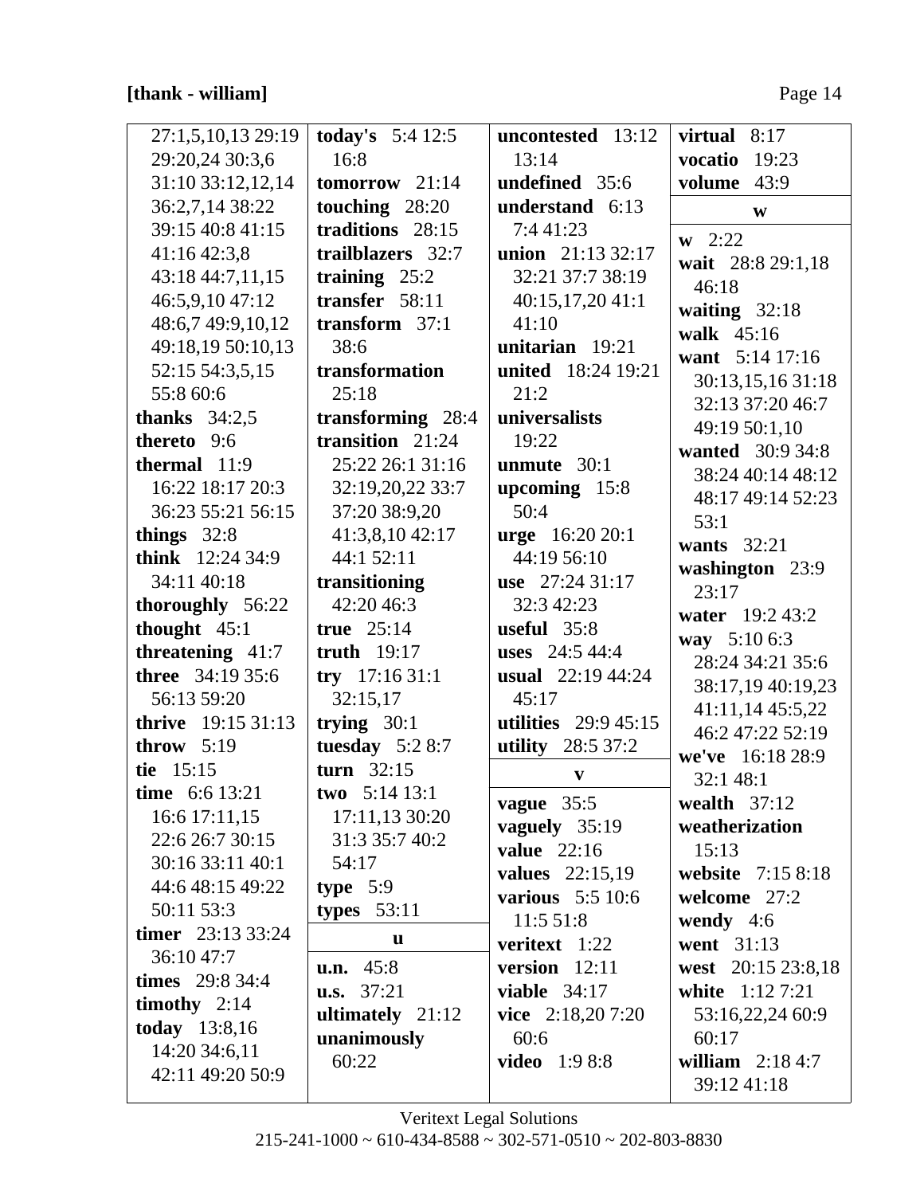**[thank - william]**

27:1,5,10,13 29:19 29:20,24 30:3,6 31:10 33:12,12,14 36:2,7,14 38:22 39:15 40:8 41:15 41:16 42:3,8 43:18 44:7,11,15 46:5,9,10 47:12 48:6,7 49:9,10,12 49:18,19 50:10,13 52:15 54:3,5,15 55:8 60:6
**thanks** 34:2,5
**thereto** 9:6
**thermal** 11:9 16:22 18:17 20:3 36:23 55:21 56:15
**things** 32:8
**think** 12:24 34:9 34:11 40:18
**thoroughly** 56:22
**thought** 45:1
**threatening** 41:7
**three** 34:19 35:6 56:13 59:20
**thrive** 19:15 31:13
**throw** 5:19
**tie** 15:15
**time** 6:6 13:21 16:6 17:11,15 22:6 26:7 30:15 30:16 33:11 40:1 44:6 48:15 49:22 50:11 53:3
**timer** 23:13 33:24 36:10 47:7
**times** 29:8 34:4
**timothy** 2:14
**today** 13:8,16 14:20 34:6,11 42:11 49:20 50:9
**today's** 5:4 12:5 16:8
**tomorrow** 21:14
**touching** 28:20
**traditions** 28:15
**trailblazers** 32:7
**training** 25:2
**transfer** 58:11
**transform** 37:1 38:6
**transformation** 25:18
**transforming** 28:4
**transition** 21:24 25:22 26:1 31:16 32:19,20,22 33:7 37:20 38:9,20 41:3,8,10 42:17 44:1 52:11
**transitioning** 42:20 46:3
**true** 25:14
**truth** 19:17
**try** 17:16 31:1 32:15,17
**trying** 30:1
**tuesday** 5:2 8:7
**turn** 32:15
**two** 5:14 13:1 17:11,13 30:20 31:3 35:7 40:2 54:17
**type** 5:9
**types** 53:11

**u**

**u.n.** 45:8
**u.s.** 37:21
**ultimately** 21:12
**unanimously** 60:22
**uncontested** 13:12 13:14
**undefined** 35:6
**understand** 6:13 7:4 41:23
**union** 21:13 32:17 32:21 37:7 38:19 40:15,17,20 41:1 41:10
**unitarian** 19:21
**united** 18:24 19:21 21:2
**universalists** 19:22
**unmute** 30:1
**upcoming** 15:8 50:4
**urge** 16:20 20:1 44:19 56:10
**use** 27:24 31:17 32:3 42:23
**useful** 35:8
**uses** 24:5 44:4
**usual** 22:19 44:24 45:17
**utilities** 29:9 45:15
**utility** 28:5 37:2

**v**

**vague** 35:5
**vaguely** 35:19
**value** 22:16
**values** 22:15,19
**various** 5:5 10:6 11:5 51:8
**veritext** 1:22
**version** 12:11
**viable** 34:17
**vice** 2:18,20 7:20 60:6
**video** 1:9 8:8
**virtual** 8:17
**vocatio** 19:23
**volume** 43:9

**w**

**w** 2:22
**wait** 28:8 29:1,18 46:18
**waiting** 32:18
**walk** 45:16
**want** 5:14 17:16 30:13,15,16 31:18 32:13 37:20 46:7 49:19 50:1,10
**wanted** 30:9 34:8 38:24 40:14 48:12 48:17 49:14 52:23 53:1
**wants** 32:21
**washington** 23:9 23:17
**water** 19:2 43:2
**way** 5:10 6:3 28:24 34:21 35:6 38:17,19 40:19,23 41:11,14 45:5,22 46:2 47:22 52:19
**we've** 16:18 28:9 32:1 48:1
**wealth** 37:12
**weatherization** 15:13
**website** 7:15 8:18
**welcome** 27:2
**wendy** 4:6
**went** 31:13
**west** 20:15 23:8,18
**white** 1:12 7:21 53:16,22,24 60:9 60:17
**william** 2:18 4:7 39:12 41:18

Veritext Legal Solutions
215-241-1000 ~ 610-434-8588 ~ 302-571-0510 ~ 202-803-8830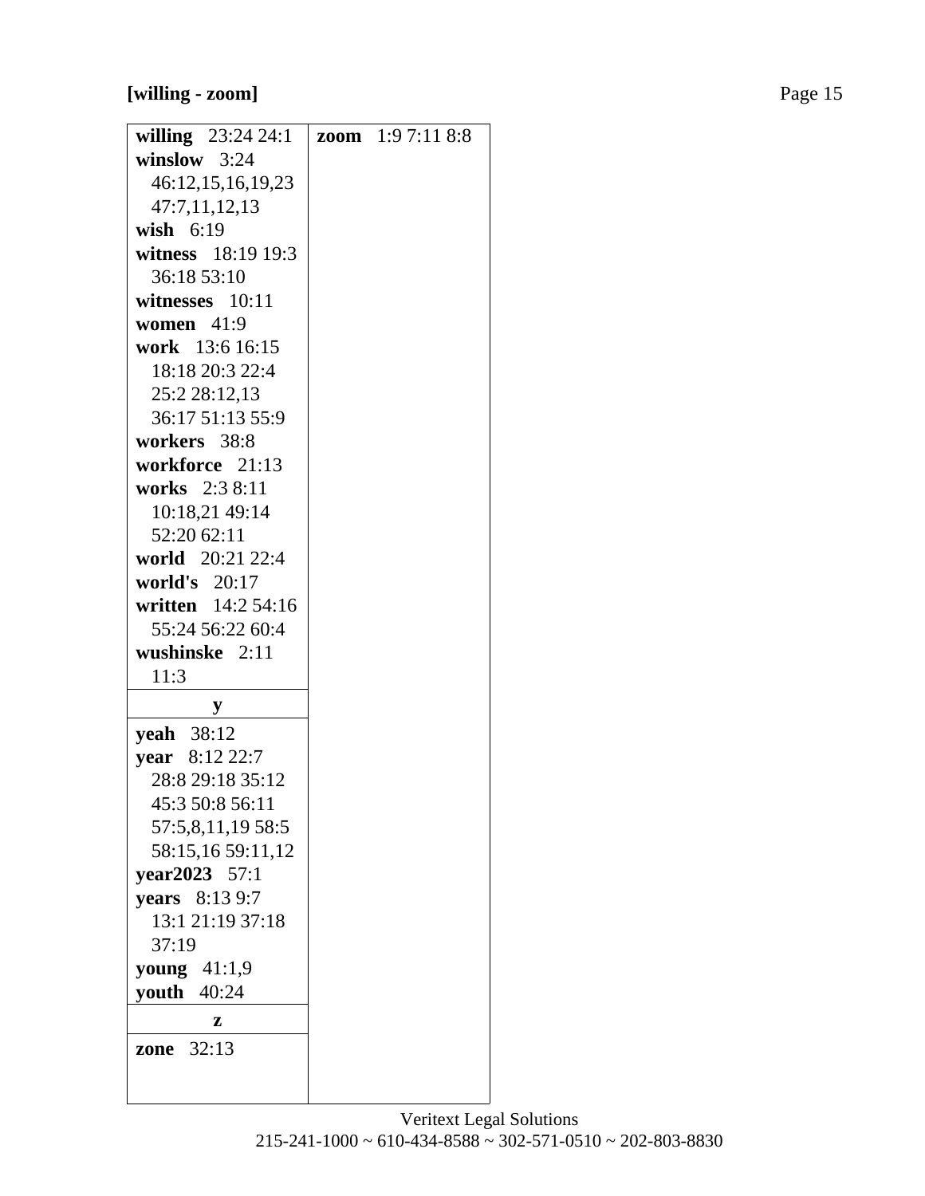**willing** 23:24 24:1
**winslow** 3:24
46:12,15,16,19,23
47:7,11,12,13
**wish** 6:19
**witness** 18:19 19:3
36:18 53:10
**witnesses** 10:11
**women** 41:9
**work** 13:6 16:15
18:18 20:3 22:4
25:2 28:12,13
36:17 51:13 55:9
**workers** 38:8
**workforce** 21:13
**works** 2:3 8:11
10:18,21 49:14
52:20 62:11
**world** 20:21 22:4
**world's** 20:17
**written** 14:2 54:16
55:24 56:22 60:4
**wushinske** 2:11
11:3

**y**

**yeah** 38:12
**year** 8:12 22:7
28:8 29:18 35:12
45:3 50:8 56:11
57:5,8,11,19 58:5
58:15,16 59:11,12
**year2023** 57:1
**years** 8:13 9:7
13:1 21:19 37:18
37:19
**young** 41:1,9
**youth** 40:24

**z**

**zone** 32:13
**zoom** 1:9 7:11 8:8